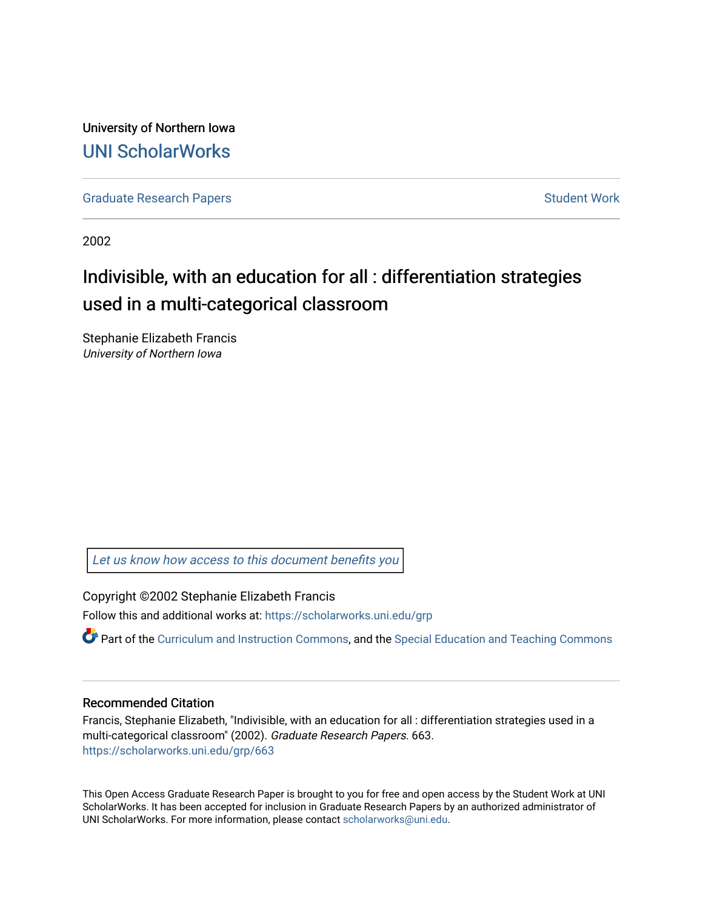University of Northern Iowa

# UNI ScholarWorks

Graduate Research Papers

Student Work

2002

# Indivisible, with an education for all : differentiation strategies used in a multi-categorical classroom

Stephanie Elizabeth Francis
*University of Northern Iowa*

Let us know how access to this document benefits you

Copyright ©2002 Stephanie Elizabeth Francis

Follow this and additional works at: https://scholarworks.uni.edu/grp

Part of the Curriculum and Instruction Commons, and the Special Education and Teaching Commons

## Recommended Citation

Francis, Stephanie Elizabeth, "Indivisible, with an education for all : differentiation strategies used in a multi-categorical classroom" (2002). *Graduate Research Papers*. 663.
https://scholarworks.uni.edu/grp/663

This Open Access Graduate Research Paper is brought to you for free and open access by the Student Work at UNI ScholarWorks. It has been accepted for inclusion in Graduate Research Papers by an authorized administrator of UNI ScholarWorks. For more information, please contact scholarworks@uni.edu.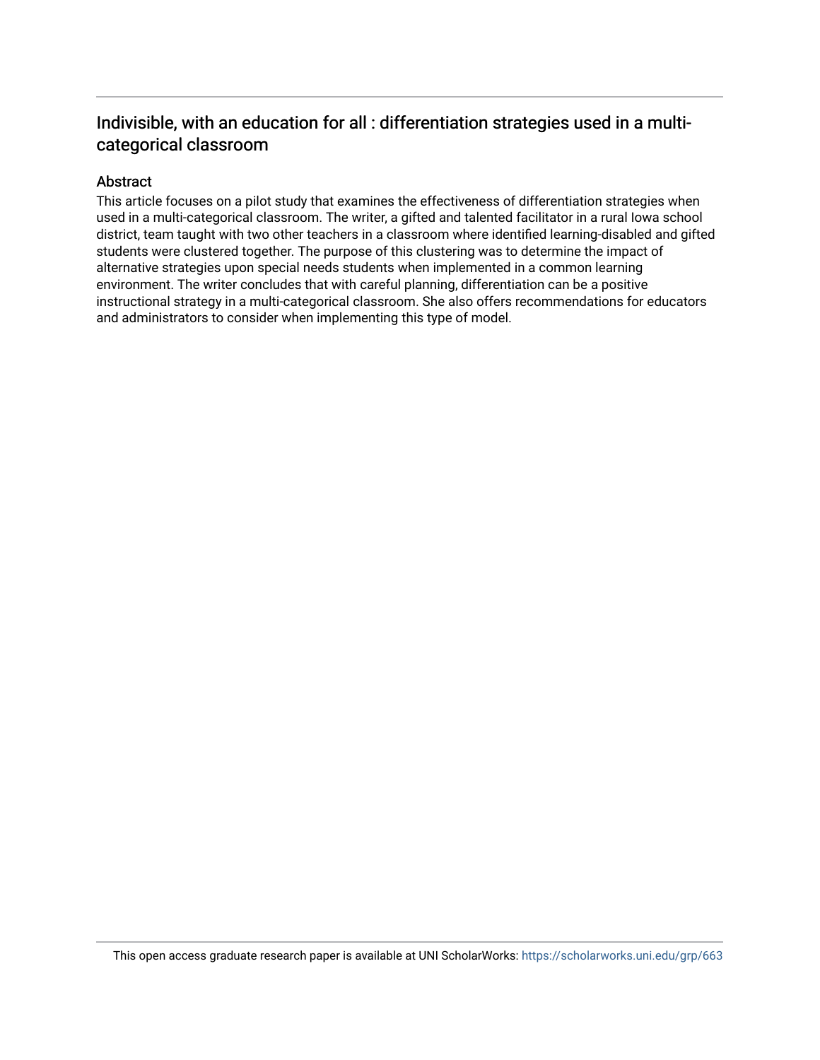# Indivisible, with an education for all : differentiation strategies used in a multi-categorical classroom

## Abstract

This article focuses on a pilot study that examines the effectiveness of differentiation strategies when used in a multi-categorical classroom. The writer, a gifted and talented facilitator in a rural Iowa school district, team taught with two other teachers in a classroom where identified learning-disabled and gifted students were clustered together. The purpose of this clustering was to determine the impact of alternative strategies upon special needs students when implemented in a common learning environment. The writer concludes that with careful planning, differentiation can be a positive instructional strategy in a multi-categorical classroom. She also offers recommendations for educators and administrators to consider when implementing this type of model.

This open access graduate research paper is available at UNI ScholarWorks: https://scholarworks.uni.edu/grp/663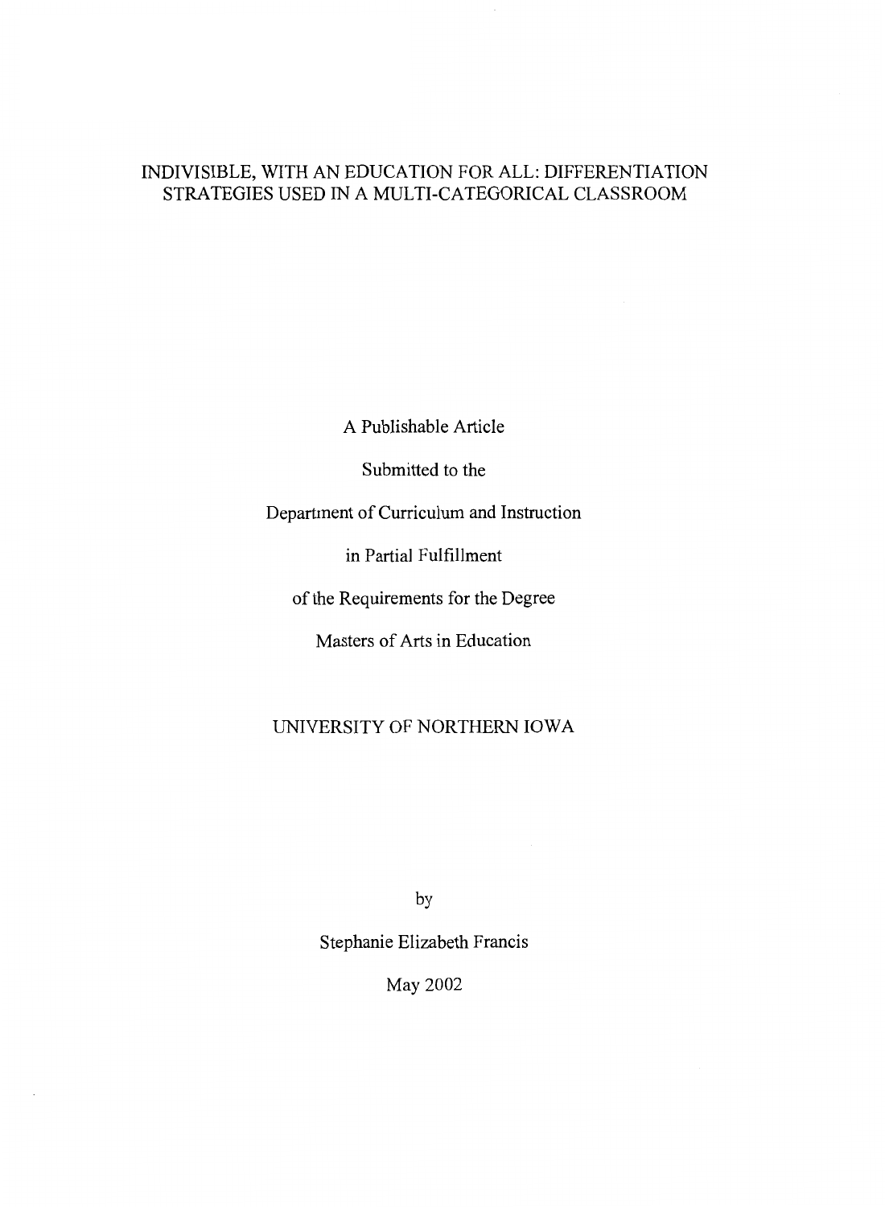# INDIVISIBLE, WITH AN EDUCATION FOR ALL: DIFFERENTIATION STRATEGIES USED IN A MULTI-CATEGORICAL CLASSROOM

A Publishable Article

Submitted to the

Department of Curriculum and Instruction

in Partial Fulfillment

of the Requirements for the Degree

Masters of Arts in Education

UNIVERSITY OF NORTHERN IOWA

by

Stephanie Elizabeth Francis

May 2002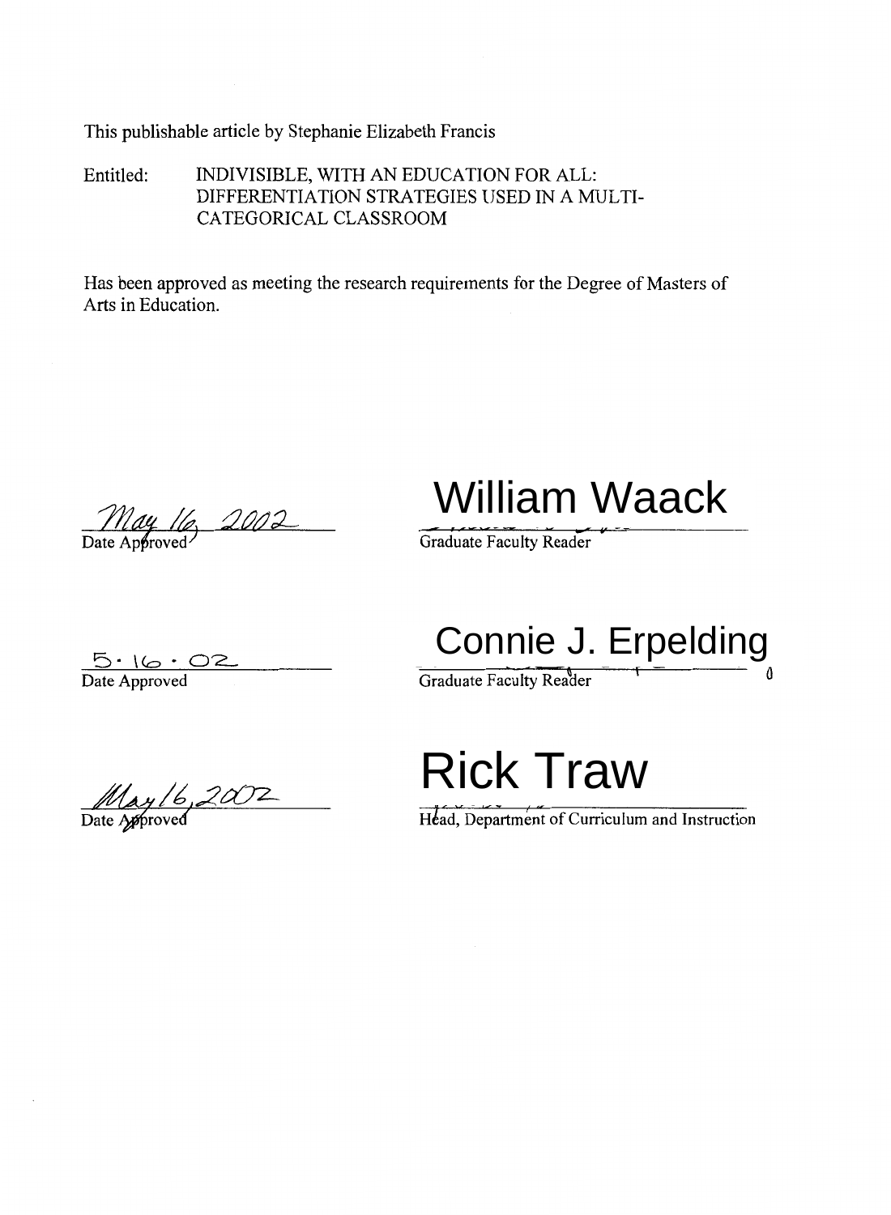This publishable article by Stephanie Elizabeth Francis

Entitled: INDIVISIBLE, WITH AN EDUCATION FOR ALL: DIFFERENTIATION STRATEGIES USED IN A MULTI-CATEGORICAL CLASSROOM

Has been approved as meeting the research requirements for the Degree of Masters of Arts in Education.

May 16, 2002
Date Approved

William Waack
Graduate Faculty Reader

5 · 16 · 02
Date Approved

Connie J. Erpelding
Graduate Faculty Reader

May 16, 2002
Date Approved

Rick Traw
Head, Department of Curriculum and Instruction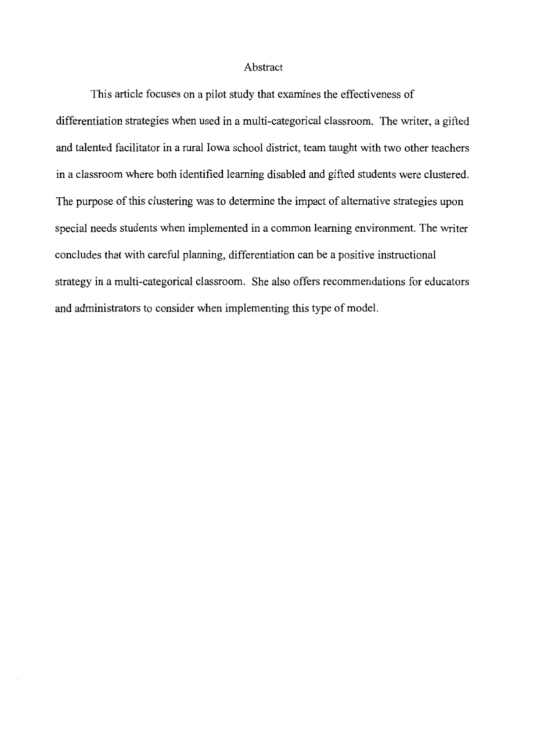## Abstract

This article focuses on a pilot study that examines the effectiveness of differentiation strategies when used in a multi-categorical classroom. The writer, a gifted and talented facilitator in a rural Iowa school district, team taught with two other teachers in a classroom where both identified learning disabled and gifted students were clustered. The purpose of this clustering was to determine the impact of alternative strategies upon special needs students when implemented in a common learning environment. The writer concludes that with careful planning, differentiation can be a positive instructional strategy in a multi-categorical classroom. She also offers recommendations for educators and administrators to consider when implementing this type of model.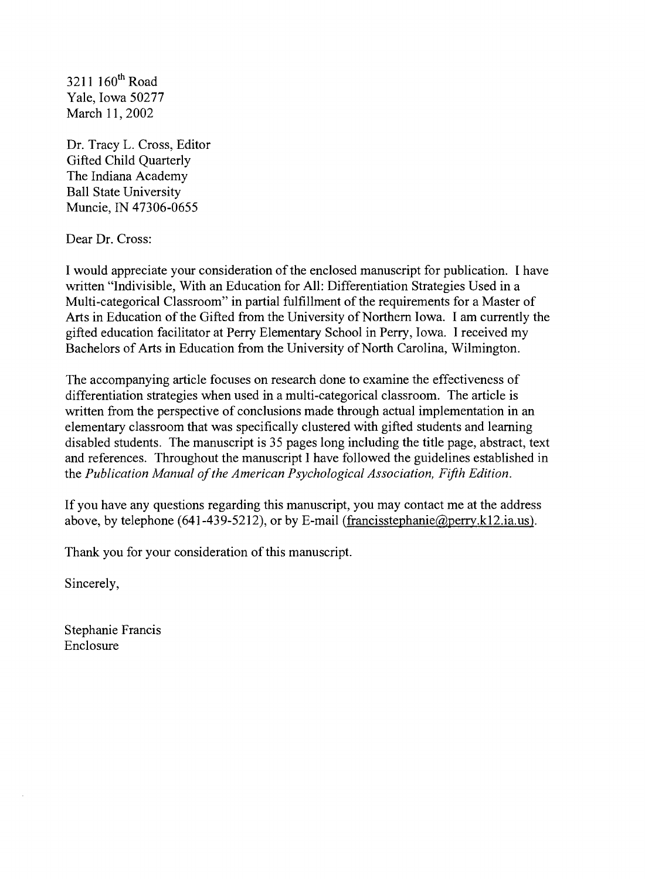3211 160th Road
Yale, Iowa 50277
March 11, 2002

Dr. Tracy L. Cross, Editor
Gifted Child Quarterly
The Indiana Academy
Ball State University
Muncie, IN 47306-0655

Dear Dr. Cross:

I would appreciate your consideration of the enclosed manuscript for publication. I have written "Indivisible, With an Education for All: Differentiation Strategies Used in a Multi-categorical Classroom" in partial fulfillment of the requirements for a Master of Arts in Education of the Gifted from the University of Northern Iowa. I am currently the gifted education facilitator at Perry Elementary School in Perry, Iowa. I received my Bachelors of Arts in Education from the University of North Carolina, Wilmington.

The accompanying article focuses on research done to examine the effectiveness of differentiation strategies when used in a multi-categorical classroom. The article is written from the perspective of conclusions made through actual implementation in an elementary classroom that was specifically clustered with gifted students and learning disabled students. The manuscript is 35 pages long including the title page, abstract, text and references. Throughout the manuscript I have followed the guidelines established in the *Publication Manual of the American Psychological Association, Fifth Edition*.

If you have any questions regarding this manuscript, you may contact me at the address above, by telephone (641-439-5212), or by E-mail (francisstephanie@perry.k12.ia.us).

Thank you for your consideration of this manuscript.

Sincerely,

Stephanie Francis
Enclosure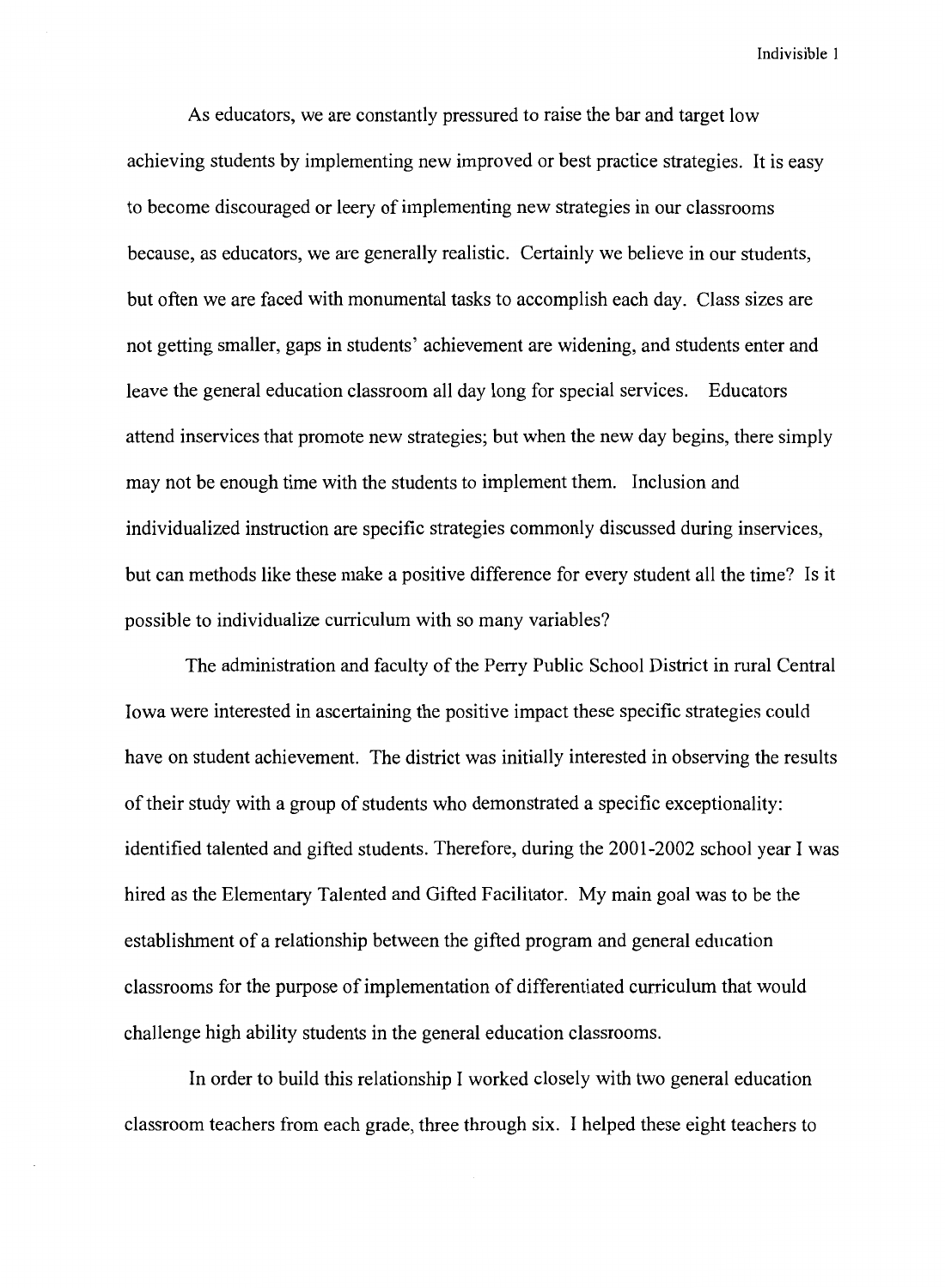As educators, we are constantly pressured to raise the bar and target low achieving students by implementing new improved or best practice strategies. It is easy to become discouraged or leery of implementing new strategies in our classrooms because, as educators, we are generally realistic. Certainly we believe in our students, but often we are faced with monumental tasks to accomplish each day. Class sizes are not getting smaller, gaps in students' achievement are widening, and students enter and leave the general education classroom all day long for special services. Educators attend inservices that promote new strategies; but when the new day begins, there simply may not be enough time with the students to implement them. Inclusion and individualized instruction are specific strategies commonly discussed during inservices, but can methods like these make a positive difference for every student all the time? Is it possible to individualize curriculum with so many variables?

The administration and faculty of the Perry Public School District in rural Central Iowa were interested in ascertaining the positive impact these specific strategies could have on student achievement. The district was initially interested in observing the results of their study with a group of students who demonstrated a specific exceptionality: identified talented and gifted students. Therefore, during the 2001-2002 school year I was hired as the Elementary Talented and Gifted Facilitator. My main goal was to be the establishment of a relationship between the gifted program and general education classrooms for the purpose of implementation of differentiated curriculum that would challenge high ability students in the general education classrooms.

In order to build this relationship I worked closely with two general education classroom teachers from each grade, three through six. I helped these eight teachers to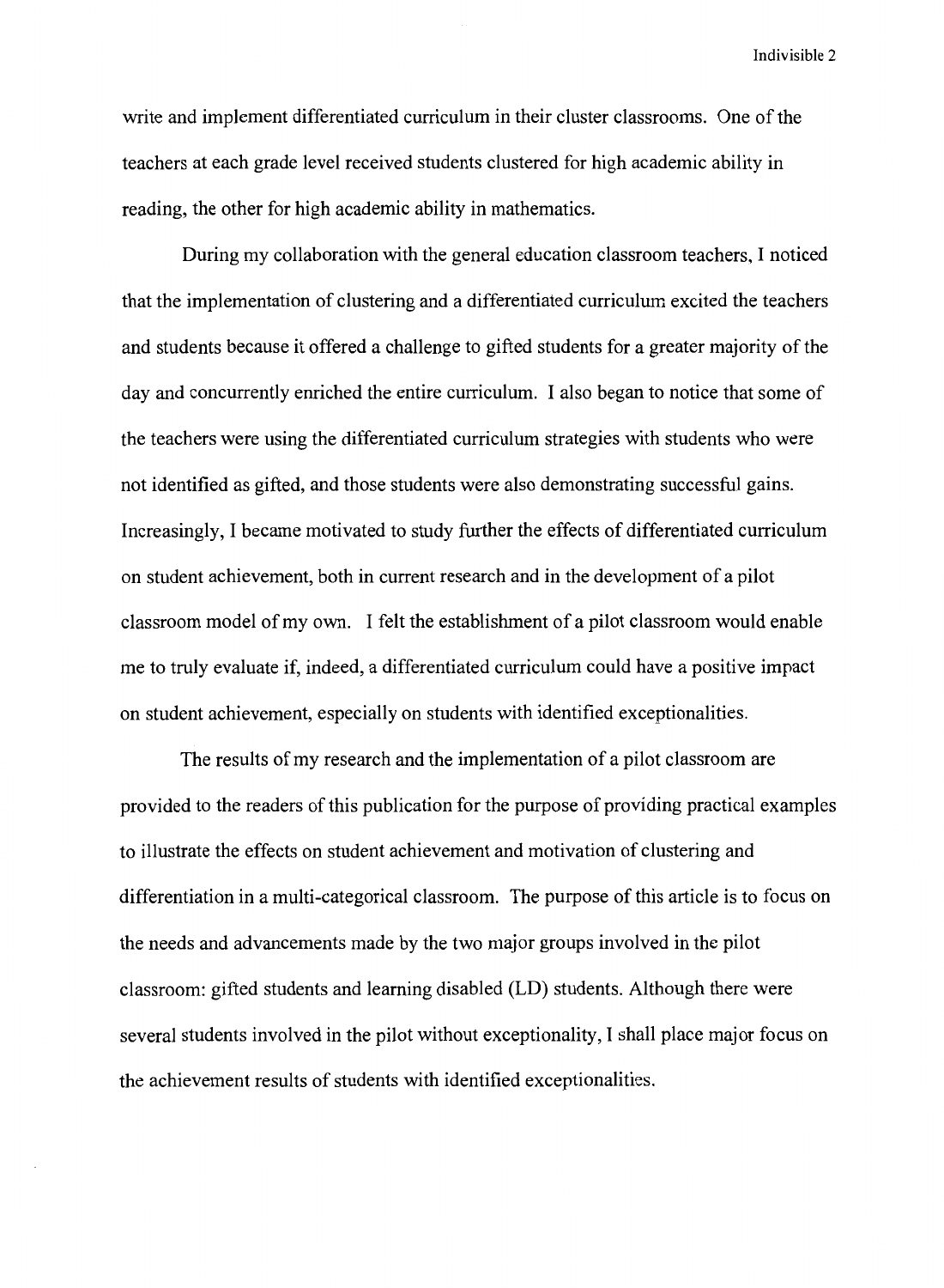write and implement differentiated curriculum in their cluster classrooms. One of the teachers at each grade level received students clustered for high academic ability in reading, the other for high academic ability in mathematics.

During my collaboration with the general education classroom teachers, I noticed that the implementation of clustering and a differentiated curriculum excited the teachers and students because it offered a challenge to gifted students for a greater majority of the day and concurrently enriched the entire curriculum. I also began to notice that some of the teachers were using the differentiated curriculum strategies with students who were not identified as gifted, and those students were also demonstrating successful gains. Increasingly, I became motivated to study further the effects of differentiated curriculum on student achievement, both in current research and in the development of a pilot classroom model of my own. I felt the establishment of a pilot classroom would enable me to truly evaluate if, indeed, a differentiated curriculum could have a positive impact on student achievement, especially on students with identified exceptionalities.

The results of my research and the implementation of a pilot classroom are provided to the readers of this publication for the purpose of providing practical examples to illustrate the effects on student achievement and motivation of clustering and differentiation in a multi-categorical classroom. The purpose of this article is to focus on the needs and advancements made by the two major groups involved in the pilot classroom: gifted students and learning disabled (LD) students. Although there were several students involved in the pilot without exceptionality, I shall place major focus on the achievement results of students with identified exceptionalities.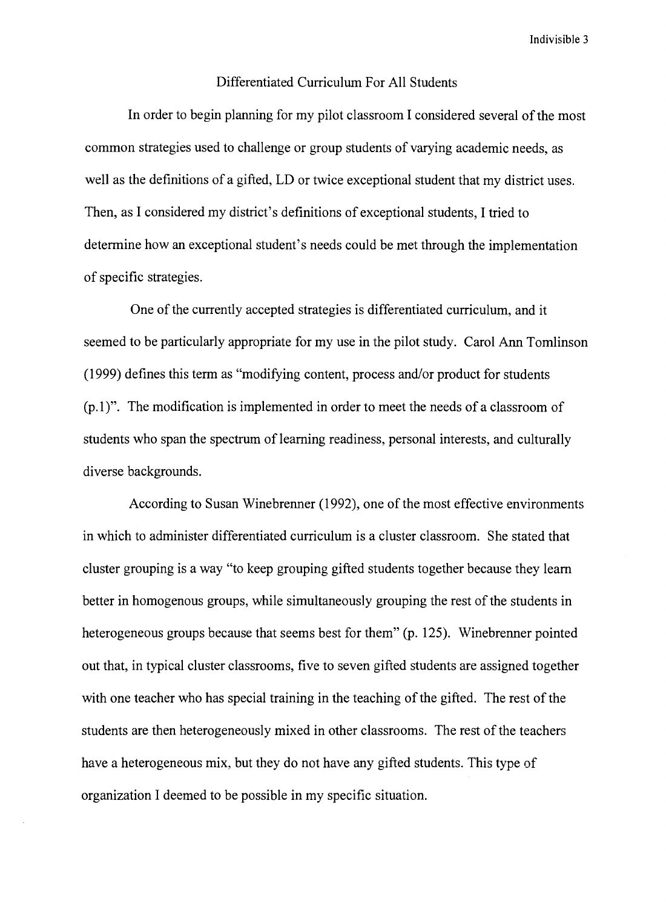## Differentiated Curriculum For All Students

In order to begin planning for my pilot classroom I considered several of the most common strategies used to challenge or group students of varying academic needs, as well as the definitions of a gifted, LD or twice exceptional student that my district uses. Then, as I considered my district's definitions of exceptional students, I tried to determine how an exceptional student's needs could be met through the implementation of specific strategies.

One of the currently accepted strategies is differentiated curriculum, and it seemed to be particularly appropriate for my use in the pilot study. Carol Ann Tomlinson (1999) defines this term as "modifying content, process and/or product for students (p.1)". The modification is implemented in order to meet the needs of a classroom of students who span the spectrum of learning readiness, personal interests, and culturally diverse backgrounds.

According to Susan Winebrenner (1992), one of the most effective environments in which to administer differentiated curriculum is a cluster classroom. She stated that cluster grouping is a way "to keep grouping gifted students together because they learn better in homogenous groups, while simultaneously grouping the rest of the students in heterogeneous groups because that seems best for them" (p. 125). Winebrenner pointed out that, in typical cluster classrooms, five to seven gifted students are assigned together with one teacher who has special training in the teaching of the gifted. The rest of the students are then heterogeneously mixed in other classrooms. The rest of the teachers have a heterogeneous mix, but they do not have any gifted students. This type of organization I deemed to be possible in my specific situation.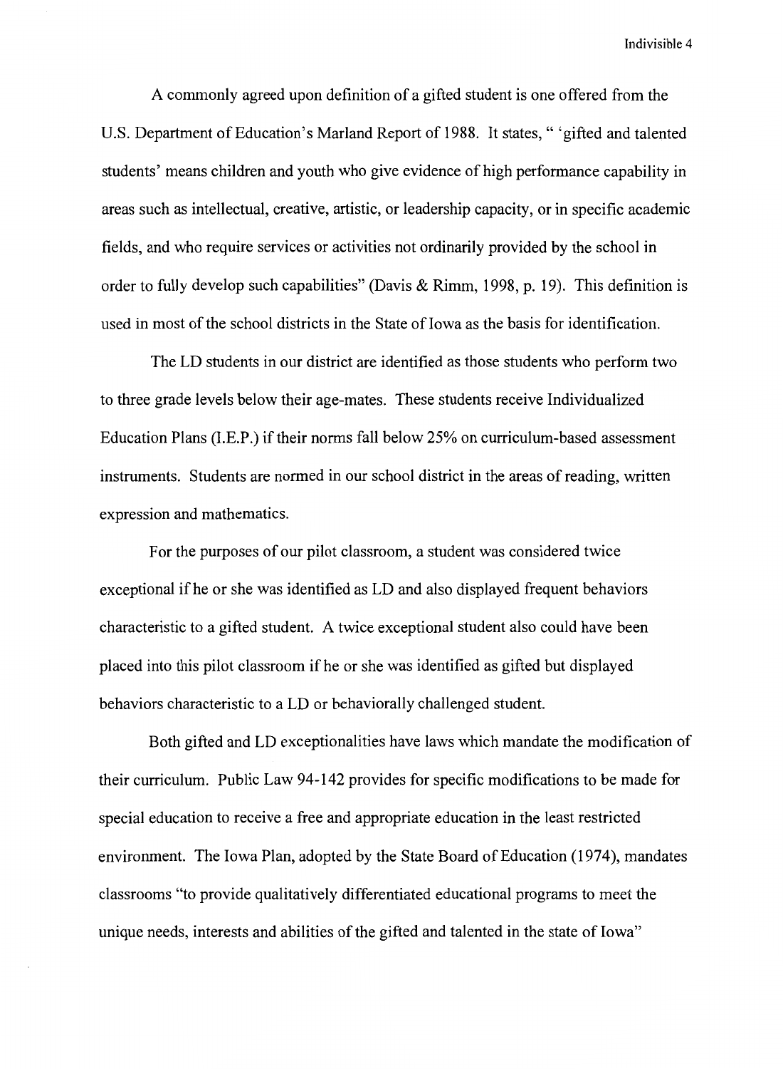A commonly agreed upon definition of a gifted student is one offered from the U.S. Department of Education's Marland Report of 1988. It states, " 'gifted and talented students' means children and youth who give evidence of high performance capability in areas such as intellectual, creative, artistic, or leadership capacity, or in specific academic fields, and who require services or activities not ordinarily provided by the school in order to fully develop such capabilities" (Davis & Rimm, 1998, p. 19). This definition is used in most of the school districts in the State of Iowa as the basis for identification.

The LD students in our district are identified as those students who perform two to three grade levels below their age-mates. These students receive Individualized Education Plans (I.E.P.) if their norms fall below 25% on curriculum-based assessment instruments. Students are normed in our school district in the areas of reading, written expression and mathematics.

For the purposes of our pilot classroom, a student was considered twice exceptional if he or she was identified as LD and also displayed frequent behaviors characteristic to a gifted student. A twice exceptional student also could have been placed into this pilot classroom if he or she was identified as gifted but displayed behaviors characteristic to a LD or behaviorally challenged student.

Both gifted and LD exceptionalities have laws which mandate the modification of their curriculum. Public Law 94-142 provides for specific modifications to be made for special education to receive a free and appropriate education in the least restricted environment. The Iowa Plan, adopted by the State Board of Education (1974), mandates classrooms "to provide qualitatively differentiated educational programs to meet the unique needs, interests and abilities of the gifted and talented in the state of Iowa"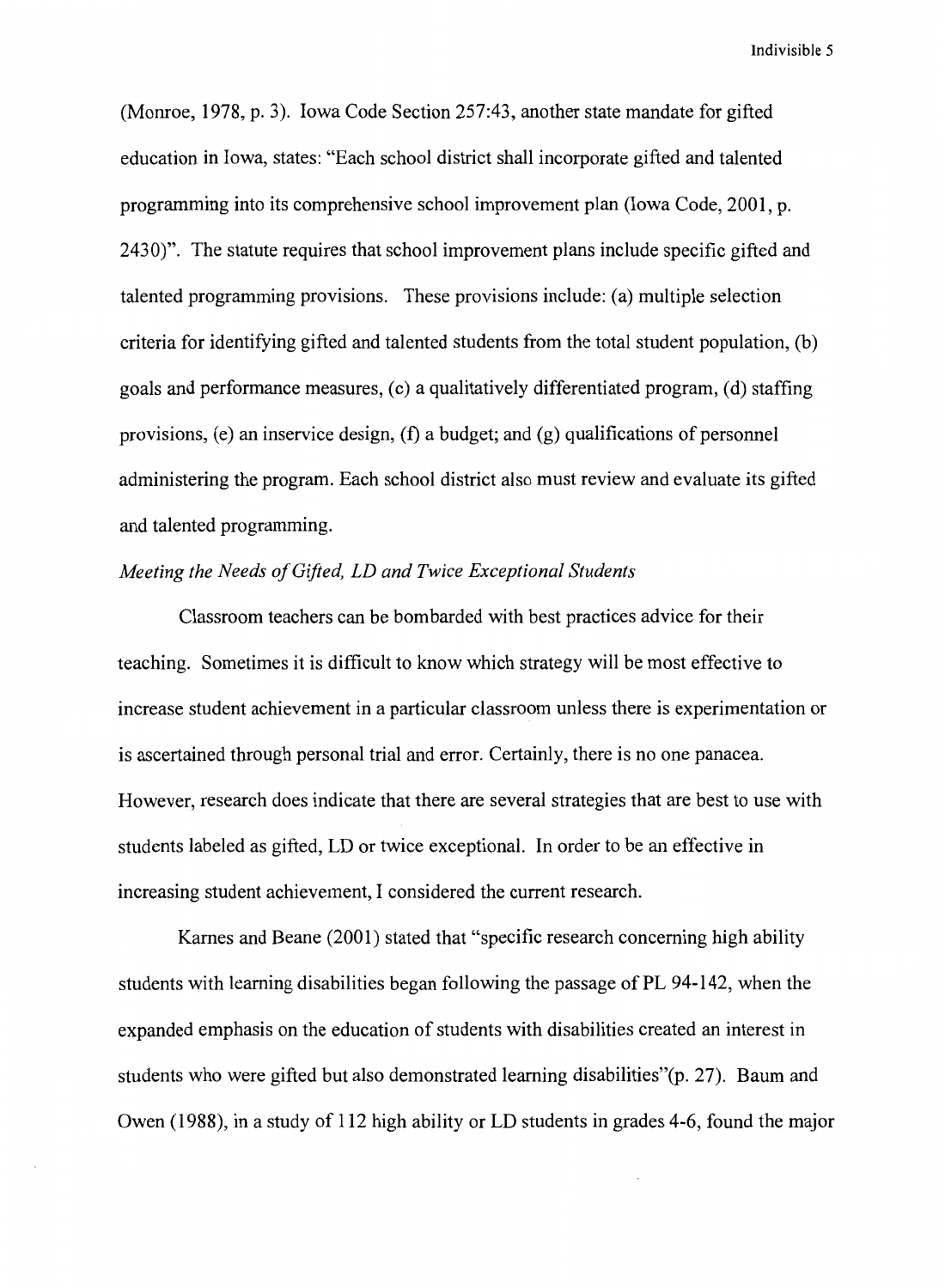(Monroe, 1978, p. 3). Iowa Code Section 257:43, another state mandate for gifted education in Iowa, states: "Each school district shall incorporate gifted and talented programming into its comprehensive school improvement plan (Iowa Code, 2001, p. 2430)". The statute requires that school improvement plans include specific gifted and talented programming provisions. These provisions include: (a) multiple selection criteria for identifying gifted and talented students from the total student population, (b) goals and performance measures, (c) a qualitatively differentiated program, (d) staffing provisions, (e) an inservice design, (f) a budget; and (g) qualifications of personnel administering the program. Each school district also must review and evaluate its gifted and talented programming.

*Meeting the Needs of Gifted, LD and Twice Exceptional Students*

Classroom teachers can be bombarded with best practices advice for their teaching. Sometimes it is difficult to know which strategy will be most effective to increase student achievement in a particular classroom unless there is experimentation or is ascertained through personal trial and error. Certainly, there is no one panacea. However, research does indicate that there are several strategies that are best to use with students labeled as gifted, LD or twice exceptional. In order to be an effective in increasing student achievement, I considered the current research.

Karnes and Beane (2001) stated that "specific research concerning high ability students with learning disabilities began following the passage of PL 94-142, when the expanded emphasis on the education of students with disabilities created an interest in students who were gifted but also demonstrated learning disabilities"(p. 27). Baum and Owen (1988), in a study of 112 high ability or LD students in grades 4-6, found the major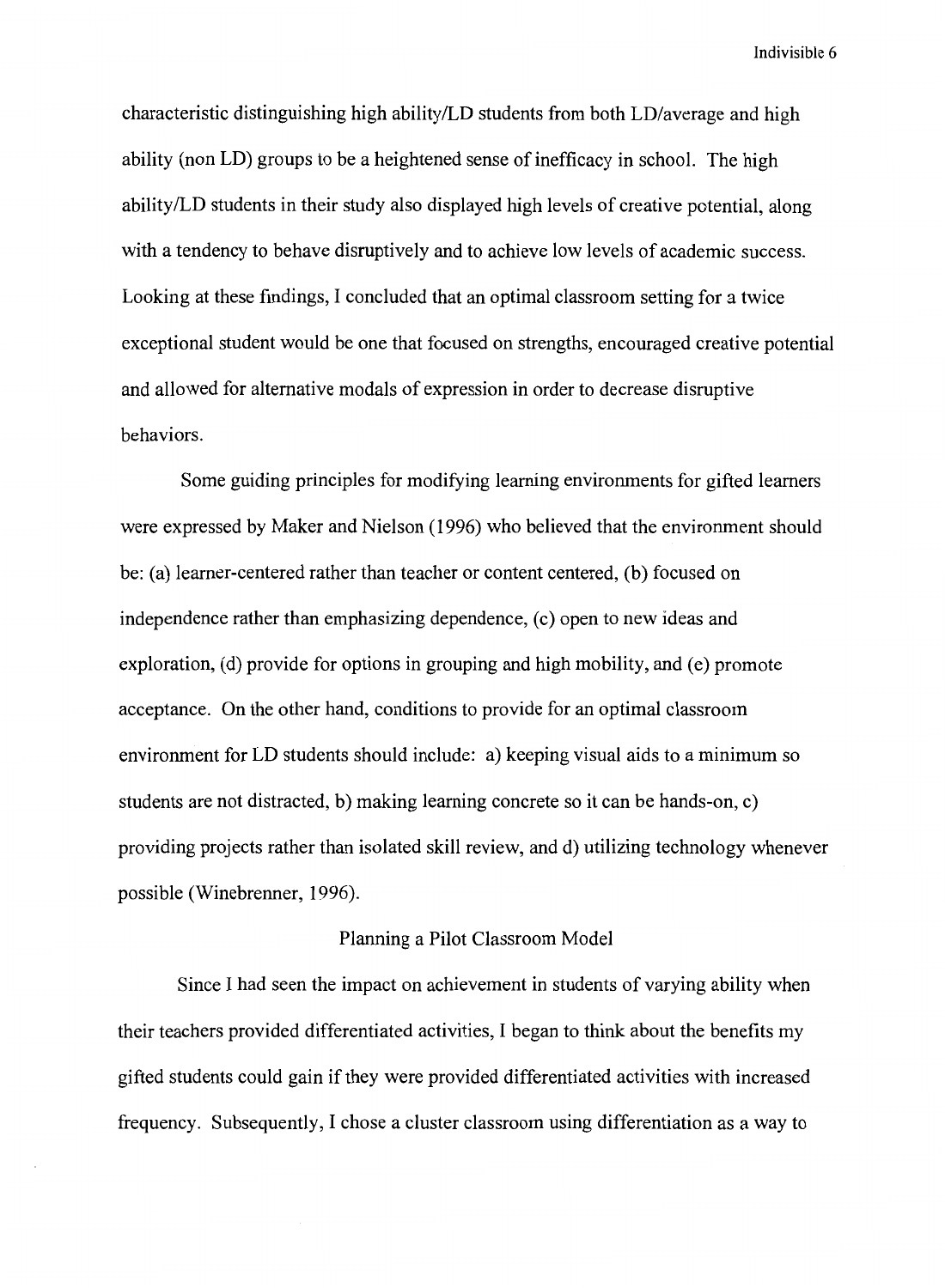characteristic distinguishing high ability/LD students from both LD/average and high ability (non LD) groups to be a heightened sense of inefficacy in school. The high ability/LD students in their study also displayed high levels of creative potential, along with a tendency to behave disruptively and to achieve low levels of academic success. Looking at these findings, I concluded that an optimal classroom setting for a twice exceptional student would be one that focused on strengths, encouraged creative potential and allowed for alternative modals of expression in order to decrease disruptive behaviors.

Some guiding principles for modifying learning environments for gifted learners were expressed by Maker and Nielson (1996) who believed that the environment should be: (a) learner-centered rather than teacher or content centered, (b) focused on independence rather than emphasizing dependence, (c) open to new ideas and exploration, (d) provide for options in grouping and high mobility, and (e) promote acceptance. On the other hand, conditions to provide for an optimal classroom environment for LD students should include: a) keeping visual aids to a minimum so students are not distracted, b) making learning concrete so it can be hands-on, c) providing projects rather than isolated skill review, and d) utilizing technology whenever possible (Winebrenner, 1996).

## Planning a Pilot Classroom Model

Since I had seen the impact on achievement in students of varying ability when their teachers provided differentiated activities, I began to think about the benefits my gifted students could gain if they were provided differentiated activities with increased frequency. Subsequently, I chose a cluster classroom using differentiation as a way to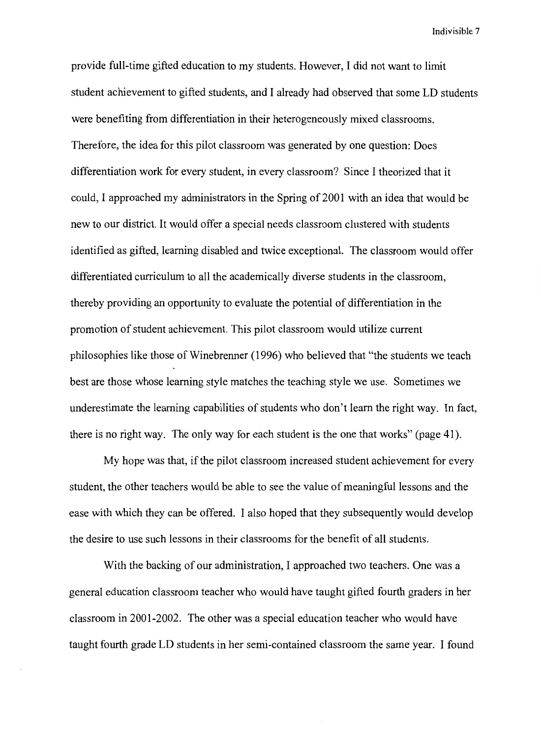provide full-time gifted education to my students. However, I did not want to limit student achievement to gifted students, and I already had observed that some LD students were benefiting from differentiation in their heterogeneously mixed classrooms. Therefore, the idea for this pilot classroom was generated by one question: Does differentiation work for every student, in every classroom? Since I theorized that it could, I approached my administrators in the Spring of 2001 with an idea that would be new to our district. It would offer a special needs classroom clustered with students identified as gifted, learning disabled and twice exceptional. The classroom would offer differentiated curriculum to all the academically diverse students in the classroom, thereby providing an opportunity to evaluate the potential of differentiation in the promotion of student achievement. This pilot classroom would utilize current philosophies like those of Winebrenner (1996) who believed that "the students we teach best are those whose learning style matches the teaching style we use. Sometimes we underestimate the learning capabilities of students who don't learn the right way. In fact, there is no right way. The only way for each student is the one that works" (page 41).

My hope was that, if the pilot classroom increased student achievement for every student, the other teachers would be able to see the value of meaningful lessons and the ease with which they can be offered. I also hoped that they subsequently would develop the desire to use such lessons in their classrooms for the benefit of all students.

With the backing of our administration, I approached two teachers. One was a general education classroom teacher who would have taught gifted fourth graders in her classroom in 2001-2002. The other was a special education teacher who would have taught fourth grade LD students in her semi-contained classroom the same year. I found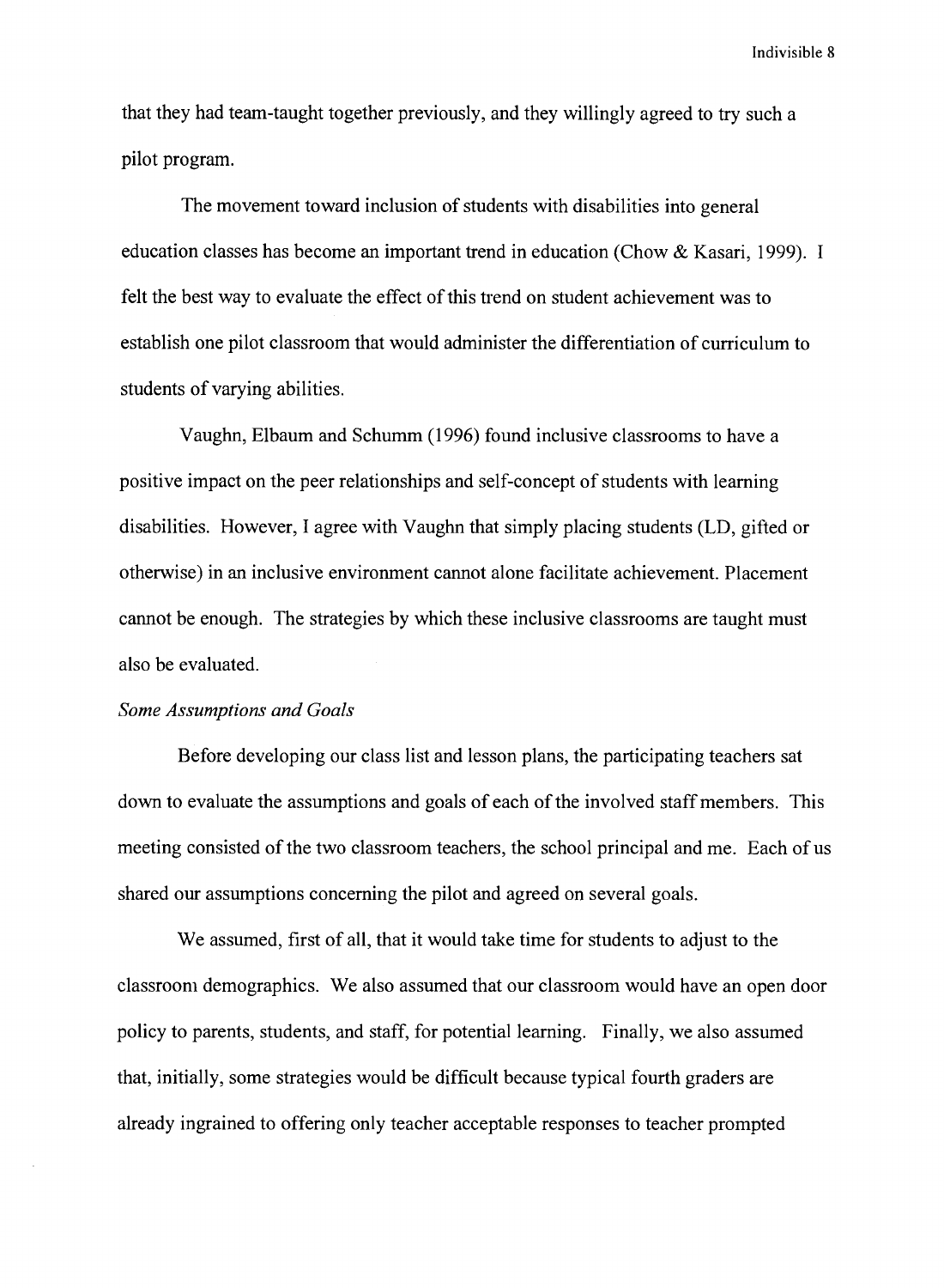that they had team-taught together previously, and they willingly agreed to try such a pilot program.

The movement toward inclusion of students with disabilities into general education classes has become an important trend in education (Chow & Kasari, 1999). I felt the best way to evaluate the effect of this trend on student achievement was to establish one pilot classroom that would administer the differentiation of curriculum to students of varying abilities.

Vaughn, Elbaum and Schumm (1996) found inclusive classrooms to have a positive impact on the peer relationships and self-concept of students with learning disabilities. However, I agree with Vaughn that simply placing students (LD, gifted or otherwise) in an inclusive environment cannot alone facilitate achievement. Placement cannot be enough. The strategies by which these inclusive classrooms are taught must also be evaluated.

*Some Assumptions and Goals*

Before developing our class list and lesson plans, the participating teachers sat down to evaluate the assumptions and goals of each of the involved staff members. This meeting consisted of the two classroom teachers, the school principal and me. Each of us shared our assumptions concerning the pilot and agreed on several goals.

We assumed, first of all, that it would take time for students to adjust to the classroom demographics. We also assumed that our classroom would have an open door policy to parents, students, and staff, for potential learning. Finally, we also assumed that, initially, some strategies would be difficult because typical fourth graders are already ingrained to offering only teacher acceptable responses to teacher prompted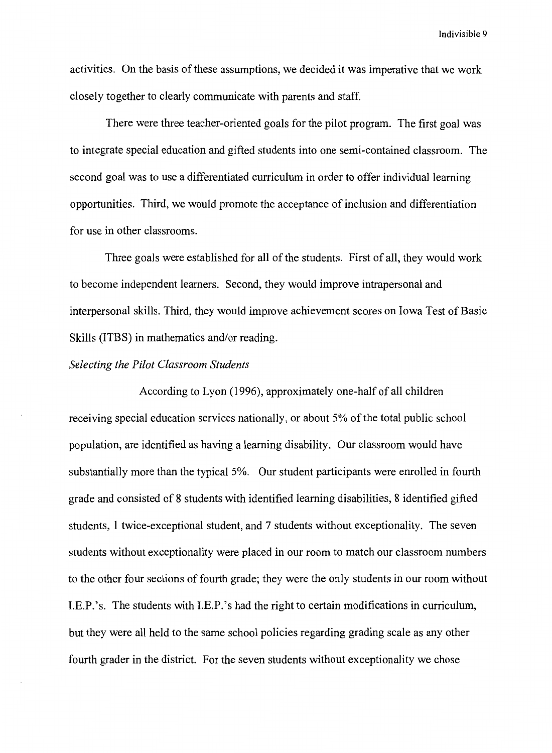activities. On the basis of these assumptions, we decided it was imperative that we work closely together to clearly communicate with parents and staff.

There were three teacher-oriented goals for the pilot program. The first goal was to integrate special education and gifted students into one semi-contained classroom. The second goal was to use a differentiated curriculum in order to offer individual learning opportunities. Third, we would promote the acceptance of inclusion and differentiation for use in other classrooms.

Three goals were established for all of the students. First of all, they would work to become independent learners. Second, they would improve intrapersonal and interpersonal skills. Third, they would improve achievement scores on Iowa Test of Basic Skills (ITBS) in mathematics and/or reading.

*Selecting the Pilot Classroom Students*

According to Lyon (1996), approximately one-half of all children receiving special education services nationally, or about 5% of the total public school population, are identified as having a learning disability. Our classroom would have substantially more than the typical 5%. Our student participants were enrolled in fourth grade and consisted of 8 students with identified learning disabilities, 8 identified gifted students, 1 twice-exceptional student, and 7 students without exceptionality. The seven students without exceptionality were placed in our room to match our classroom numbers to the other four sections of fourth grade; they were the only students in our room without I.E.P.'s. The students with I.E.P.'s had the right to certain modifications in curriculum, but they were all held to the same school policies regarding grading scale as any other fourth grader in the district. For the seven students without exceptionality we chose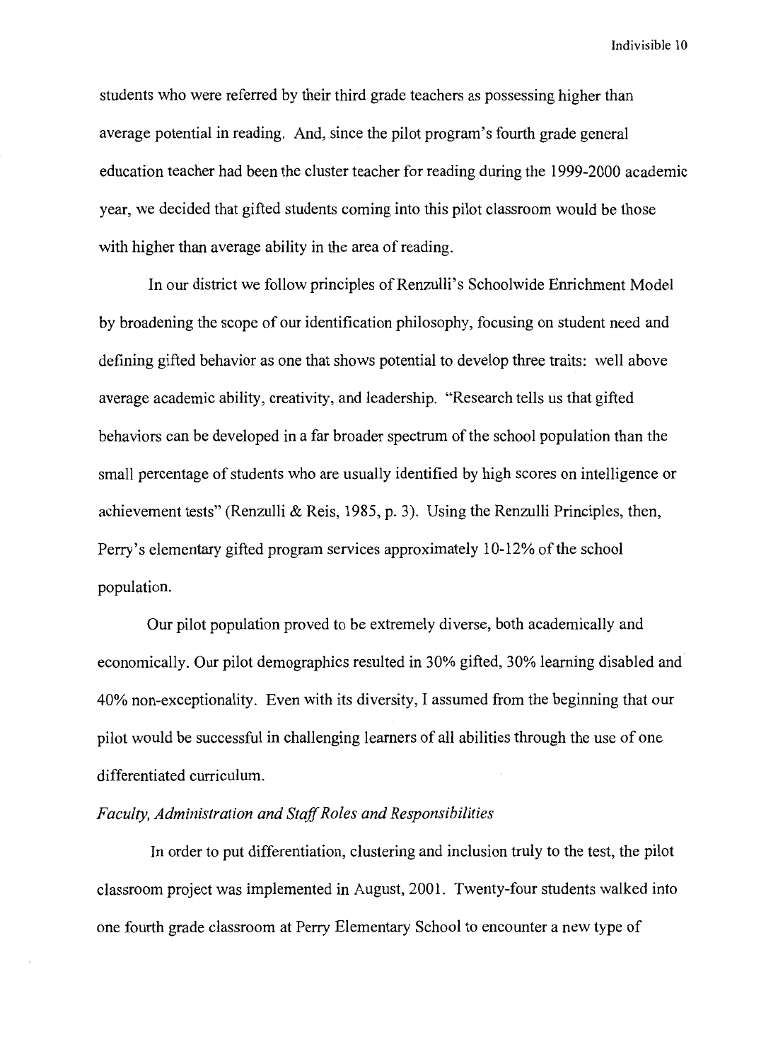students who were referred by their third grade teachers as possessing higher than average potential in reading. And, since the pilot program's fourth grade general education teacher had been the cluster teacher for reading during the 1999-2000 academic year, we decided that gifted students coming into this pilot classroom would be those with higher than average ability in the area of reading.

In our district we follow principles of Renzulli's Schoolwide Enrichment Model by broadening the scope of our identification philosophy, focusing on student need and defining gifted behavior as one that shows potential to develop three traits: well above average academic ability, creativity, and leadership. "Research tells us that gifted behaviors can be developed in a far broader spectrum of the school population than the small percentage of students who are usually identified by high scores on intelligence or achievement tests" (Renzulli & Reis, 1985, p. 3). Using the Renzulli Principles, then, Perry's elementary gifted program services approximately 10-12% of the school population.

Our pilot population proved to be extremely diverse, both academically and economically. Our pilot demographics resulted in 30% gifted, 30% learning disabled and 40% non-exceptionality. Even with its diversity, I assumed from the beginning that our pilot would be successful in challenging learners of all abilities through the use of one differentiated curriculum.

*Faculty, Administration and Staff Roles and Responsibilities*

In order to put differentiation, clustering and inclusion truly to the test, the pilot classroom project was implemented in August, 2001. Twenty-four students walked into one fourth grade classroom at Perry Elementary School to encounter a new type of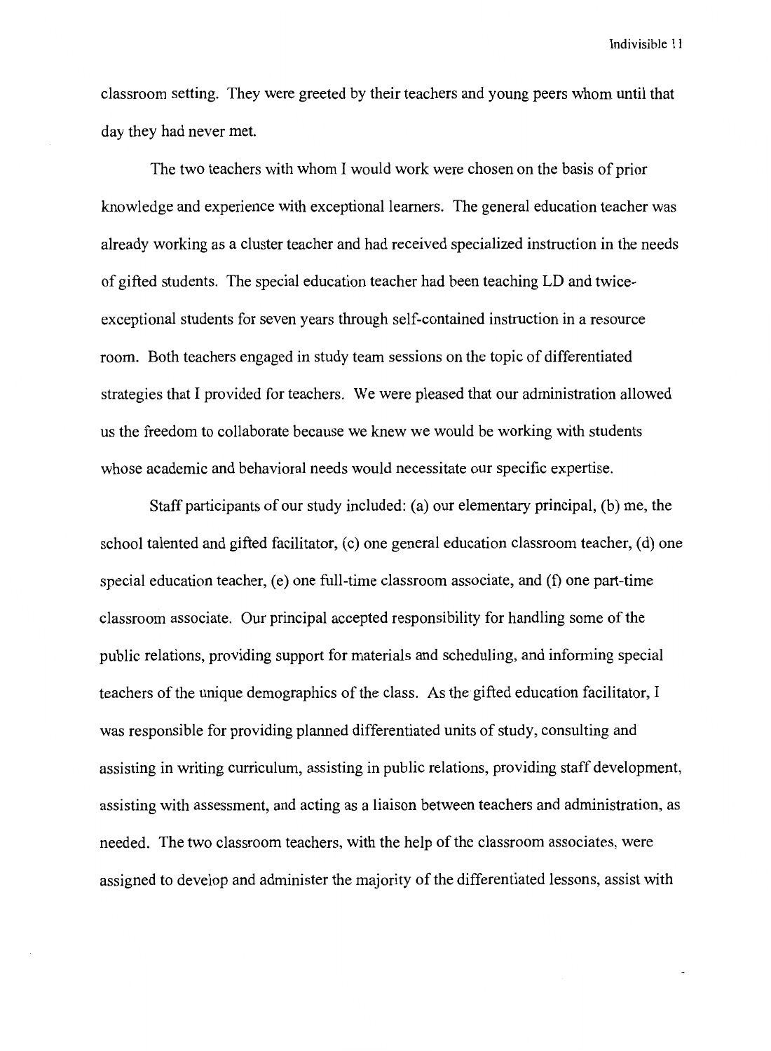classroom setting. They were greeted by their teachers and young peers whom until that day they had never met.

The two teachers with whom I would work were chosen on the basis of prior knowledge and experience with exceptional learners. The general education teacher was already working as a cluster teacher and had received specialized instruction in the needs of gifted students. The special education teacher had been teaching LD and twice-exceptional students for seven years through self-contained instruction in a resource room. Both teachers engaged in study team sessions on the topic of differentiated strategies that I provided for teachers. We were pleased that our administration allowed us the freedom to collaborate because we knew we would be working with students whose academic and behavioral needs would necessitate our specific expertise.

Staff participants of our study included: (a) our elementary principal, (b) me, the school talented and gifted facilitator, (c) one general education classroom teacher, (d) one special education teacher, (e) one full-time classroom associate, and (f) one part-time classroom associate. Our principal accepted responsibility for handling some of the public relations, providing support for materials and scheduling, and informing special teachers of the unique demographics of the class. As the gifted education facilitator, I was responsible for providing planned differentiated units of study, consulting and assisting in writing curriculum, assisting in public relations, providing staff development, assisting with assessment, and acting as a liaison between teachers and administration, as needed. The two classroom teachers, with the help of the classroom associates, were assigned to develop and administer the majority of the differentiated lessons, assist with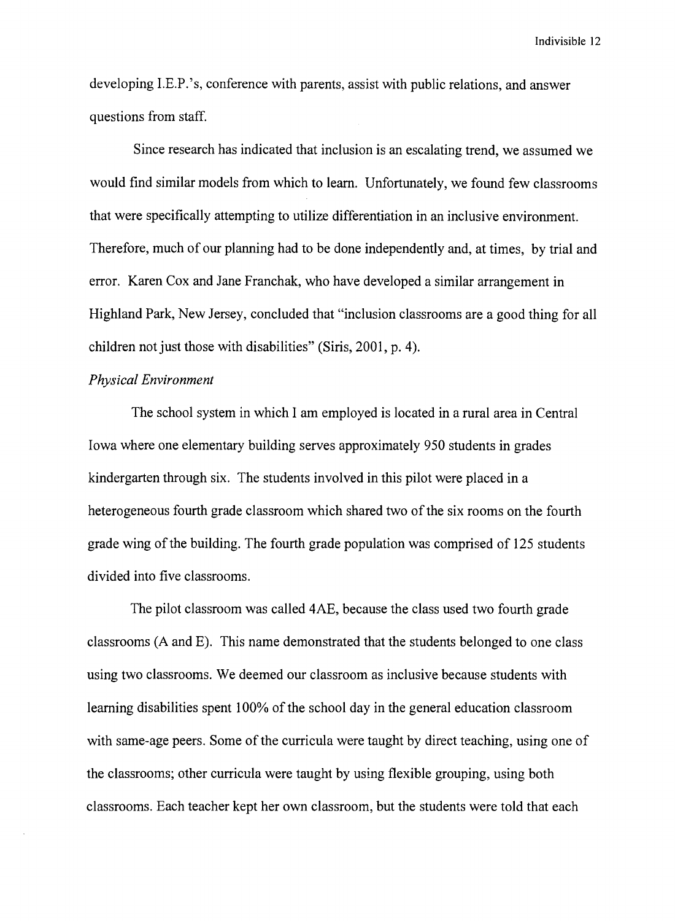developing I.E.P.'s, conference with parents, assist with public relations, and answer questions from staff.

Since research has indicated that inclusion is an escalating trend, we assumed we would find similar models from which to learn. Unfortunately, we found few classrooms that were specifically attempting to utilize differentiation in an inclusive environment. Therefore, much of our planning had to be done independently and, at times, by trial and error. Karen Cox and Jane Franchak, who have developed a similar arrangement in Highland Park, New Jersey, concluded that "inclusion classrooms are a good thing for all children not just those with disabilities" (Siris, 2001, p. 4).

*Physical Environment*

The school system in which I am employed is located in a rural area in Central Iowa where one elementary building serves approximately 950 students in grades kindergarten through six. The students involved in this pilot were placed in a heterogeneous fourth grade classroom which shared two of the six rooms on the fourth grade wing of the building. The fourth grade population was comprised of 125 students divided into five classrooms.

The pilot classroom was called 4AE, because the class used two fourth grade classrooms (A and E). This name demonstrated that the students belonged to one class using two classrooms. We deemed our classroom as inclusive because students with learning disabilities spent 100% of the school day in the general education classroom with same-age peers. Some of the curricula were taught by direct teaching, using one of the classrooms; other curricula were taught by using flexible grouping, using both classrooms. Each teacher kept her own classroom, but the students were told that each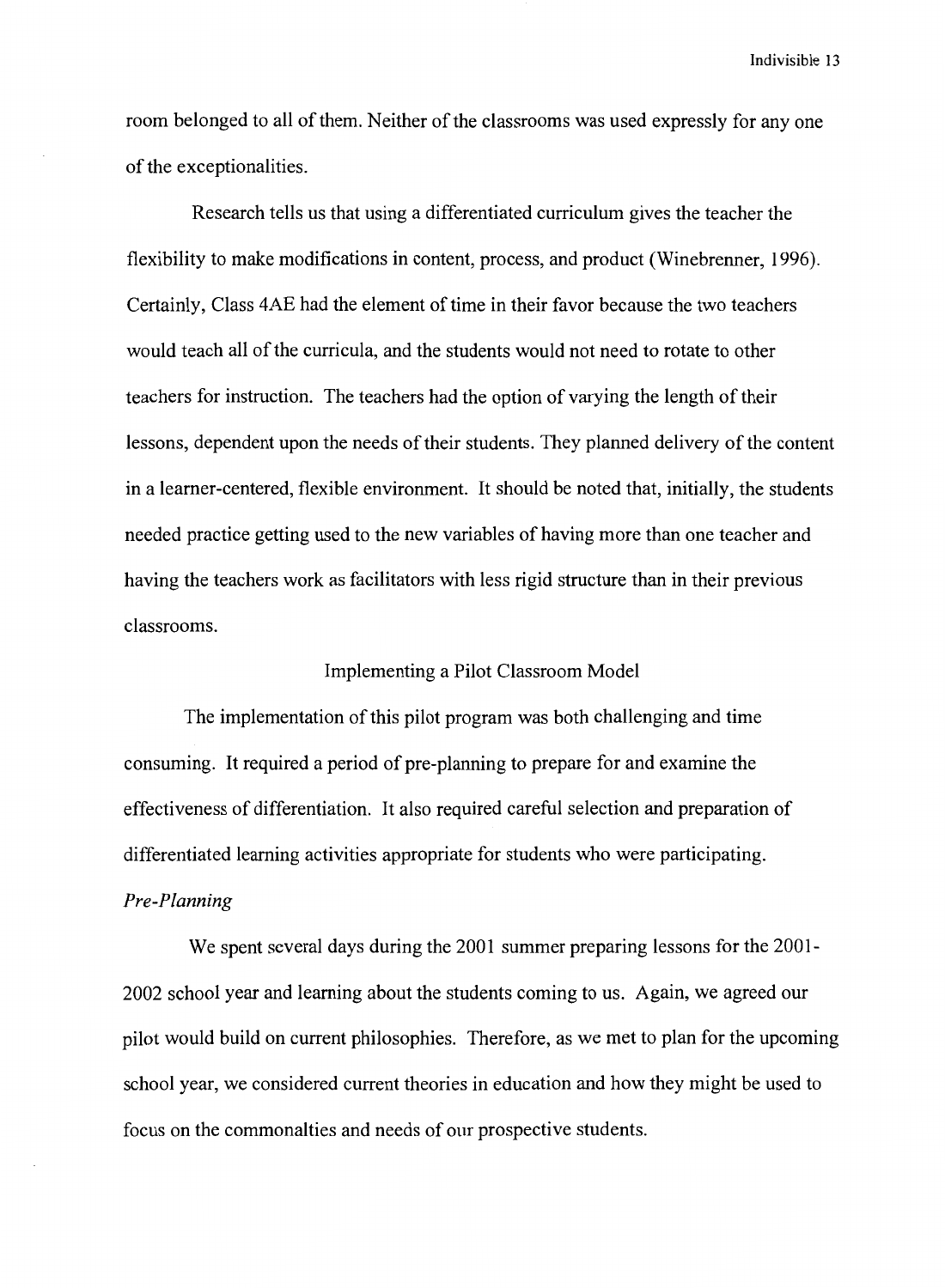room belonged to all of them. Neither of the classrooms was used expressly for any one of the exceptionalities.

Research tells us that using a differentiated curriculum gives the teacher the flexibility to make modifications in content, process, and product (Winebrenner, 1996). Certainly, Class 4AE had the element of time in their favor because the two teachers would teach all of the curricula, and the students would not need to rotate to other teachers for instruction. The teachers had the option of varying the length of their lessons, dependent upon the needs of their students. They planned delivery of the content in a learner-centered, flexible environment. It should be noted that, initially, the students needed practice getting used to the new variables of having more than one teacher and having the teachers work as facilitators with less rigid structure than in their previous classrooms.

## Implementing a Pilot Classroom Model

The implementation of this pilot program was both challenging and time consuming. It required a period of pre-planning to prepare for and examine the effectiveness of differentiation. It also required careful selection and preparation of differentiated learning activities appropriate for students who were participating.

### *Pre-Planning*

We spent several days during the 2001 summer preparing lessons for the 2001-2002 school year and learning about the students coming to us. Again, we agreed our pilot would build on current philosophies. Therefore, as we met to plan for the upcoming school year, we considered current theories in education and how they might be used to focus on the commonalties and needs of our prospective students.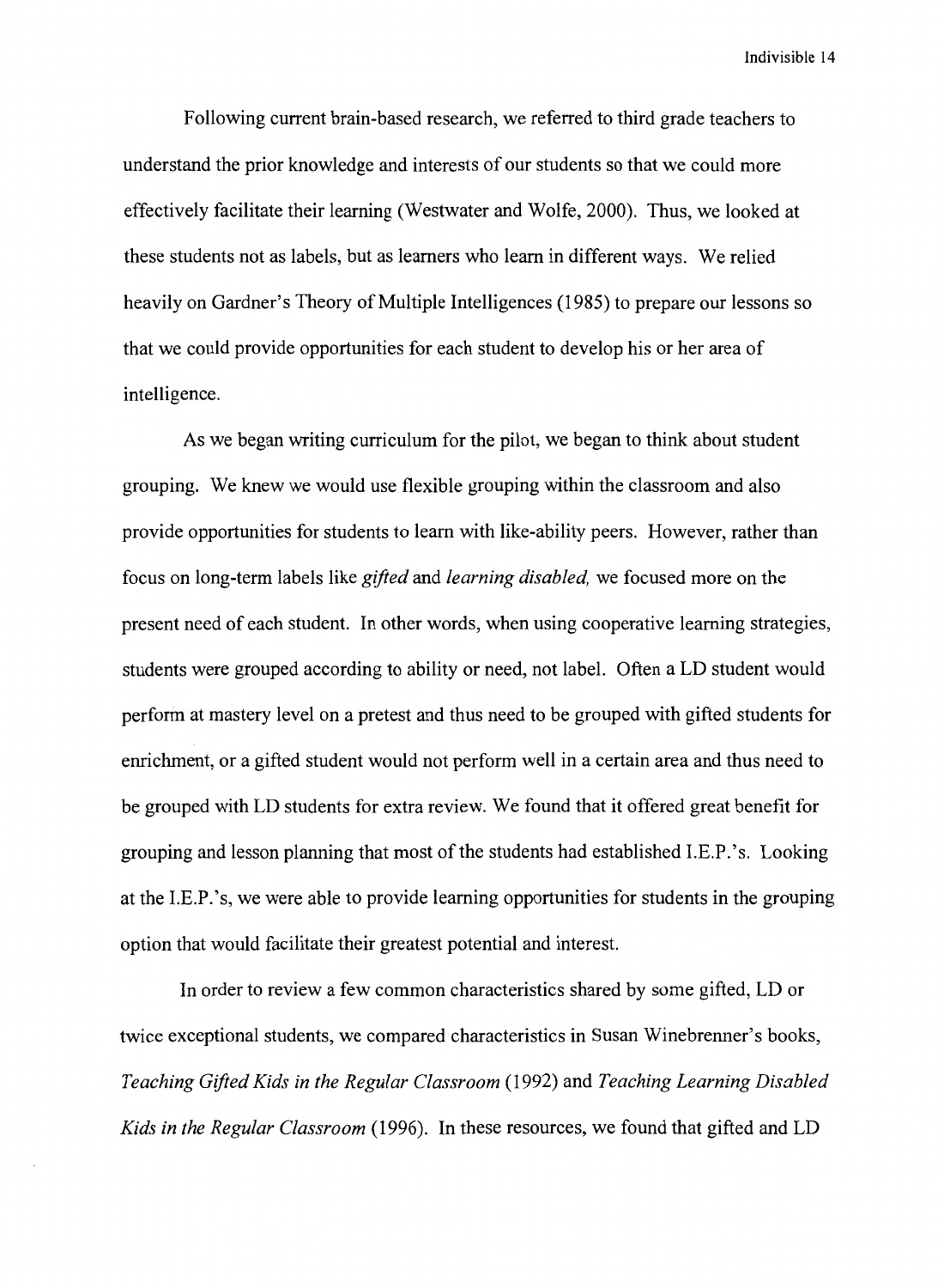Following current brain-based research, we referred to third grade teachers to understand the prior knowledge and interests of our students so that we could more effectively facilitate their learning (Westwater and Wolfe, 2000). Thus, we looked at these students not as labels, but as learners who learn in different ways. We relied heavily on Gardner's Theory of Multiple Intelligences (1985) to prepare our lessons so that we could provide opportunities for each student to develop his or her area of intelligence.

As we began writing curriculum for the pilot, we began to think about student grouping. We knew we would use flexible grouping within the classroom and also provide opportunities for students to learn with like-ability peers. However, rather than focus on long-term labels like *gifted* and *learning disabled,* we focused more on the present need of each student. In other words, when using cooperative learning strategies, students were grouped according to ability or need, not label. Often a LD student would perform at mastery level on a pretest and thus need to be grouped with gifted students for enrichment, or a gifted student would not perform well in a certain area and thus need to be grouped with LD students for extra review. We found that it offered great benefit for grouping and lesson planning that most of the students had established I.E.P.'s. Looking at the I.E.P.'s, we were able to provide learning opportunities for students in the grouping option that would facilitate their greatest potential and interest.

In order to review a few common characteristics shared by some gifted, LD or twice exceptional students, we compared characteristics in Susan Winebrenner's books, *Teaching Gifted Kids in the Regular Classroom* (1992) and *Teaching Learning Disabled Kids in the Regular Classroom* (1996). In these resources, we found that gifted and LD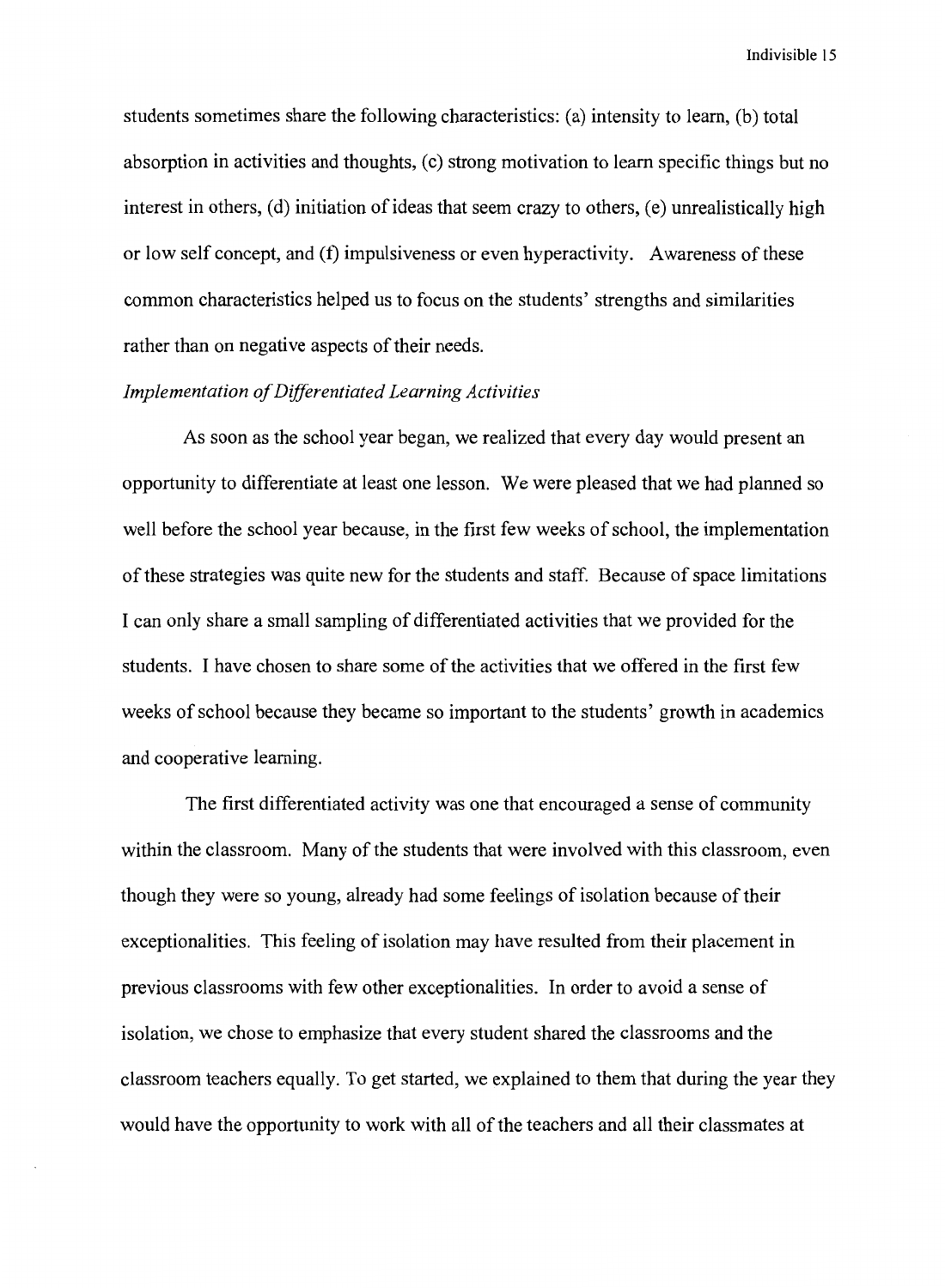students sometimes share the following characteristics: (a) intensity to learn, (b) total absorption in activities and thoughts, (c) strong motivation to learn specific things but no interest in others, (d) initiation of ideas that seem crazy to others, (e) unrealistically high or low self concept, and (f) impulsiveness or even hyperactivity. Awareness of these common characteristics helped us to focus on the students' strengths and similarities rather than on negative aspects of their needs.

*Implementation of Differentiated Learning Activities*

As soon as the school year began, we realized that every day would present an opportunity to differentiate at least one lesson. We were pleased that we had planned so well before the school year because, in the first few weeks of school, the implementation of these strategies was quite new for the students and staff. Because of space limitations I can only share a small sampling of differentiated activities that we provided for the students. I have chosen to share some of the activities that we offered in the first few weeks of school because they became so important to the students' growth in academics and cooperative learning.

The first differentiated activity was one that encouraged a sense of community within the classroom. Many of the students that were involved with this classroom, even though they were so young, already had some feelings of isolation because of their exceptionalities. This feeling of isolation may have resulted from their placement in previous classrooms with few other exceptionalities. In order to avoid a sense of isolation, we chose to emphasize that every student shared the classrooms and the classroom teachers equally. To get started, we explained to them that during the year they would have the opportunity to work with all of the teachers and all their classmates at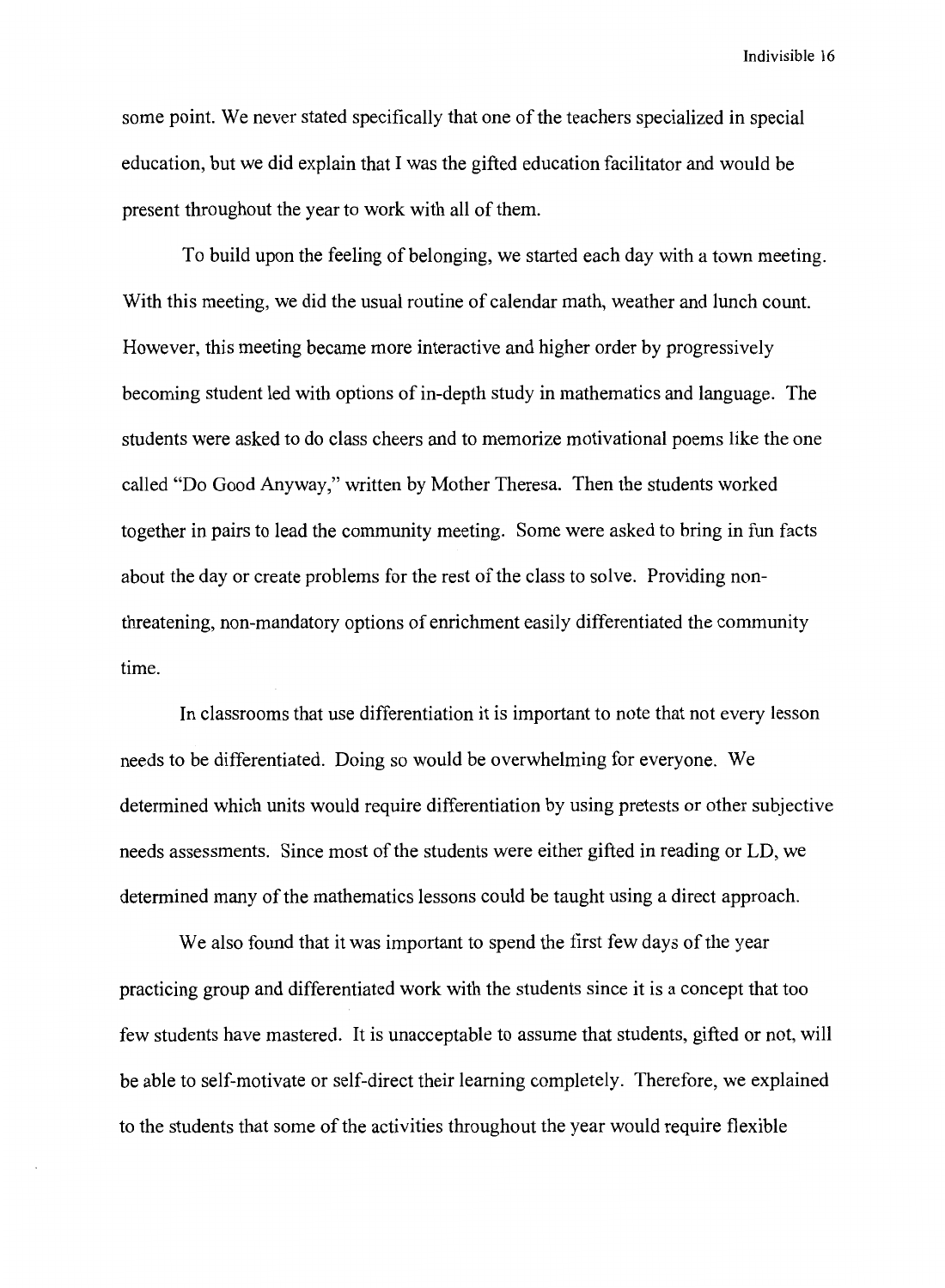some point. We never stated specifically that one of the teachers specialized in special education, but we did explain that I was the gifted education facilitator and would be present throughout the year to work with all of them.

To build upon the feeling of belonging, we started each day with a town meeting. With this meeting, we did the usual routine of calendar math, weather and lunch count. However, this meeting became more interactive and higher order by progressively becoming student led with options of in-depth study in mathematics and language. The students were asked to do class cheers and to memorize motivational poems like the one called "Do Good Anyway," written by Mother Theresa. Then the students worked together in pairs to lead the community meeting. Some were asked to bring in fun facts about the day or create problems for the rest of the class to solve. Providing non-threatening, non-mandatory options of enrichment easily differentiated the community time.

In classrooms that use differentiation it is important to note that not every lesson needs to be differentiated. Doing so would be overwhelming for everyone. We determined which units would require differentiation by using pretests or other subjective needs assessments. Since most of the students were either gifted in reading or LD, we determined many of the mathematics lessons could be taught using a direct approach.

We also found that it was important to spend the first few days of the year practicing group and differentiated work with the students since it is a concept that too few students have mastered. It is unacceptable to assume that students, gifted or not, will be able to self-motivate or self-direct their learning completely. Therefore, we explained to the students that some of the activities throughout the year would require flexible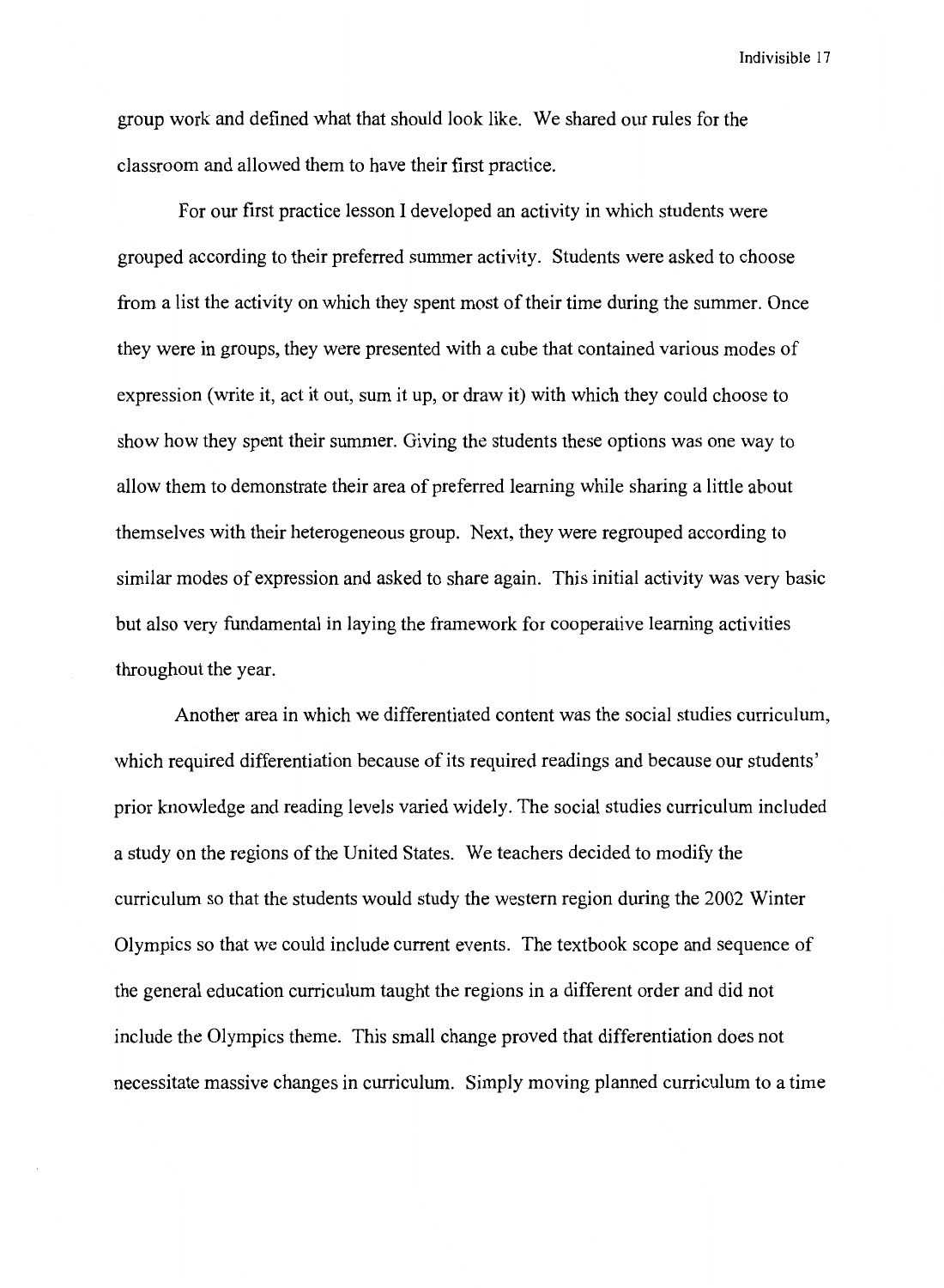group work and defined what that should look like. We shared our rules for the classroom and allowed them to have their first practice.

For our first practice lesson I developed an activity in which students were grouped according to their preferred summer activity. Students were asked to choose from a list the activity on which they spent most of their time during the summer. Once they were in groups, they were presented with a cube that contained various modes of expression (write it, act it out, sum it up, or draw it) with which they could choose to show how they spent their summer. Giving the students these options was one way to allow them to demonstrate their area of preferred learning while sharing a little about themselves with their heterogeneous group. Next, they were regrouped according to similar modes of expression and asked to share again. This initial activity was very basic but also very fundamental in laying the framework for cooperative learning activities throughout the year.

Another area in which we differentiated content was the social studies curriculum, which required differentiation because of its required readings and because our students' prior knowledge and reading levels varied widely. The social studies curriculum included a study on the regions of the United States. We teachers decided to modify the curriculum so that the students would study the western region during the 2002 Winter Olympics so that we could include current events. The textbook scope and sequence of the general education curriculum taught the regions in a different order and did not include the Olympics theme. This small change proved that differentiation does not necessitate massive changes in curriculum. Simply moving planned curriculum to a time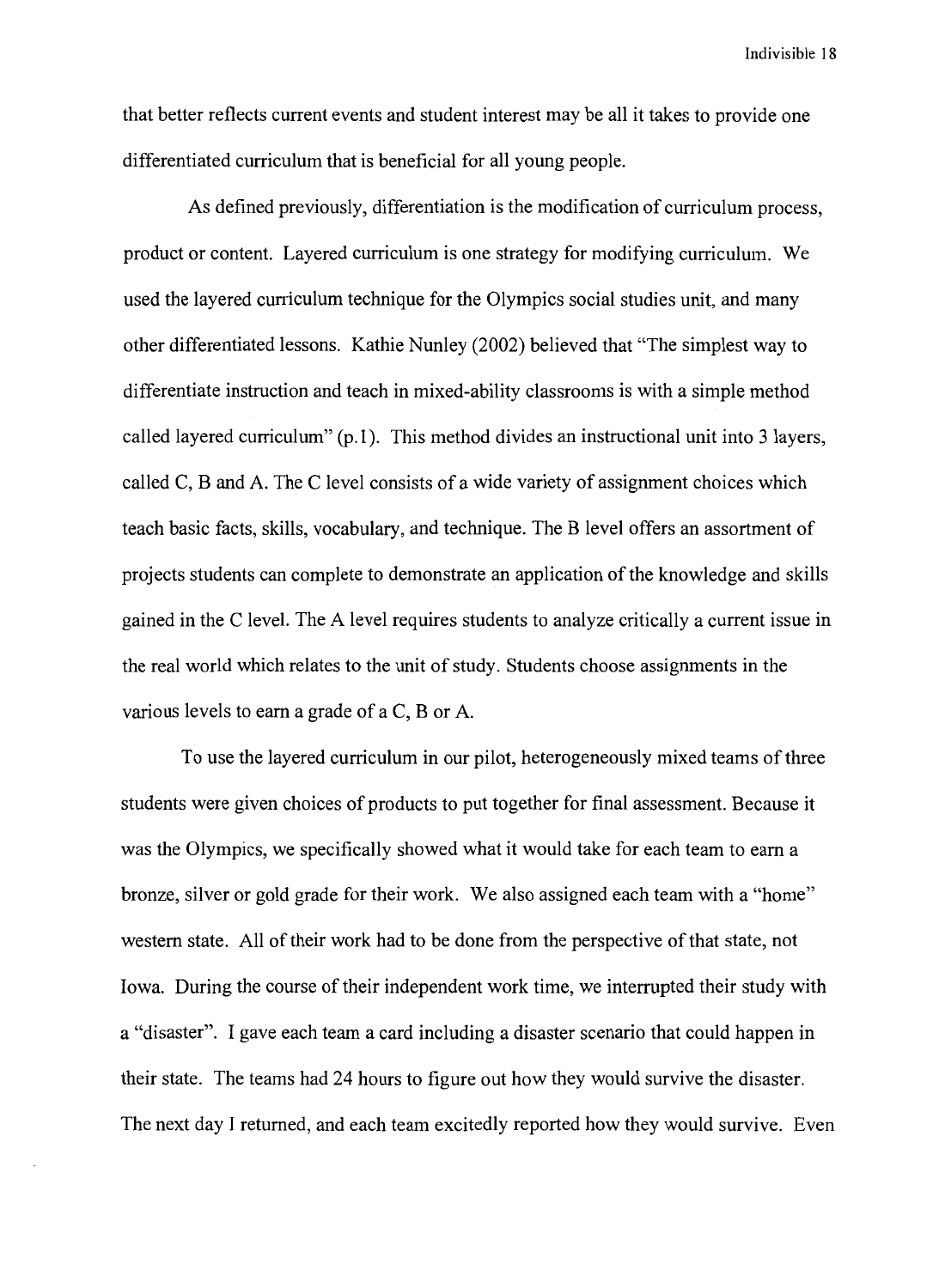that better reflects current events and student interest may be all it takes to provide one differentiated curriculum that is beneficial for all young people.

As defined previously, differentiation is the modification of curriculum process, product or content. Layered curriculum is one strategy for modifying curriculum. We used the layered curriculum technique for the Olympics social studies unit, and many other differentiated lessons. Kathie Nunley (2002) believed that "The simplest way to differentiate instruction and teach in mixed-ability classrooms is with a simple method called layered curriculum" (p.1). This method divides an instructional unit into 3 layers, called C, B and A. The C level consists of a wide variety of assignment choices which teach basic facts, skills, vocabulary, and technique. The B level offers an assortment of projects students can complete to demonstrate an application of the knowledge and skills gained in the C level. The A level requires students to analyze critically a current issue in the real world which relates to the unit of study. Students choose assignments in the various levels to earn a grade of a C, B or A.

To use the layered curriculum in our pilot, heterogeneously mixed teams of three students were given choices of products to put together for final assessment. Because it was the Olympics, we specifically showed what it would take for each team to earn a bronze, silver or gold grade for their work. We also assigned each team with a "home" western state. All of their work had to be done from the perspective of that state, not Iowa. During the course of their independent work time, we interrupted their study with a "disaster". I gave each team a card including a disaster scenario that could happen in their state. The teams had 24 hours to figure out how they would survive the disaster. The next day I returned, and each team excitedly reported how they would survive. Even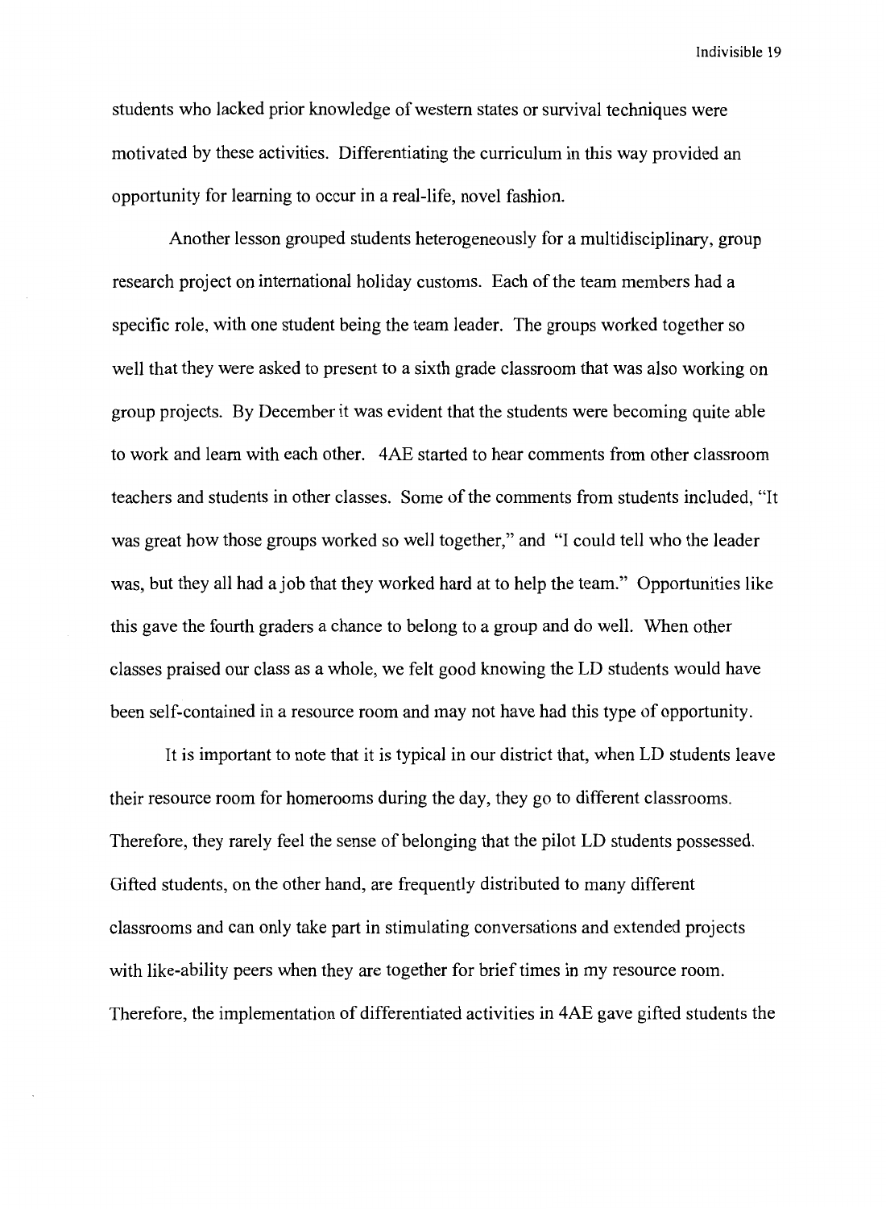students who lacked prior knowledge of western states or survival techniques were motivated by these activities. Differentiating the curriculum in this way provided an opportunity for learning to occur in a real-life, novel fashion.

Another lesson grouped students heterogeneously for a multidisciplinary, group research project on international holiday customs. Each of the team members had a specific role, with one student being the team leader. The groups worked together so well that they were asked to present to a sixth grade classroom that was also working on group projects. By December it was evident that the students were becoming quite able to work and learn with each other. 4AE started to hear comments from other classroom teachers and students in other classes. Some of the comments from students included, "It was great how those groups worked so well together," and "I could tell who the leader was, but they all had a job that they worked hard at to help the team." Opportunities like this gave the fourth graders a chance to belong to a group and do well. When other classes praised our class as a whole, we felt good knowing the LD students would have been self-contained in a resource room and may not have had this type of opportunity.

It is important to note that it is typical in our district that, when LD students leave their resource room for homerooms during the day, they go to different classrooms. Therefore, they rarely feel the sense of belonging that the pilot LD students possessed. Gifted students, on the other hand, are frequently distributed to many different classrooms and can only take part in stimulating conversations and extended projects with like-ability peers when they are together for brief times in my resource room. Therefore, the implementation of differentiated activities in 4AE gave gifted students the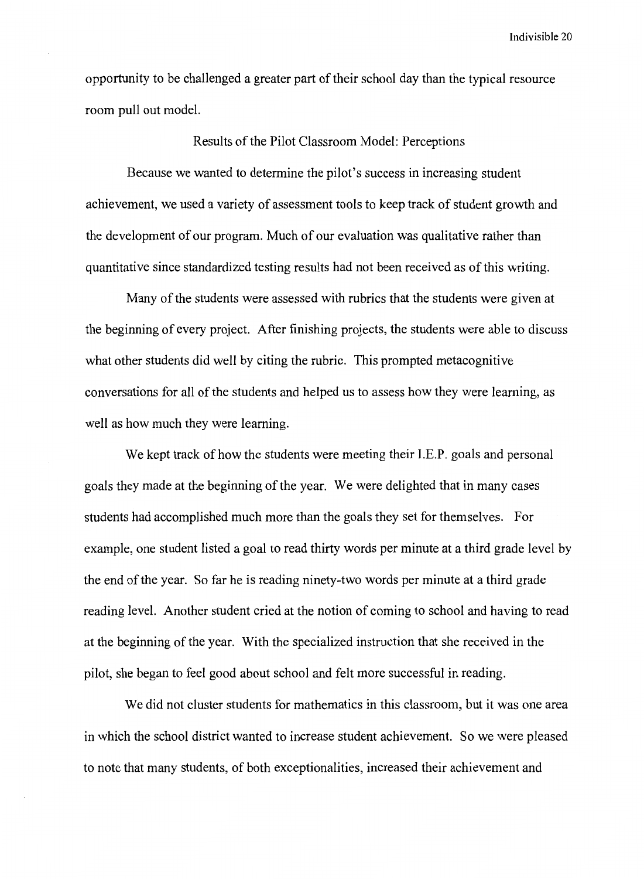opportunity to be challenged a greater part of their school day than the typical resource room pull out model.

## Results of the Pilot Classroom Model: Perceptions

Because we wanted to determine the pilot's success in increasing student achievement, we used a variety of assessment tools to keep track of student growth and the development of our program. Much of our evaluation was qualitative rather than quantitative since standardized testing results had not been received as of this writing.

Many of the students were assessed with rubrics that the students were given at the beginning of every project. After finishing projects, the students were able to discuss what other students did well by citing the rubric. This prompted metacognitive conversations for all of the students and helped us to assess how they were learning, as well as how much they were learning.

We kept track of how the students were meeting their I.E.P. goals and personal goals they made at the beginning of the year. We were delighted that in many cases students had accomplished much more than the goals they set for themselves. For example, one student listed a goal to read thirty words per minute at a third grade level by the end of the year. So far he is reading ninety-two words per minute at a third grade reading level. Another student cried at the notion of coming to school and having to read at the beginning of the year. With the specialized instruction that she received in the pilot, she began to feel good about school and felt more successful in reading.

We did not cluster students for mathematics in this classroom, but it was one area in which the school district wanted to increase student achievement. So we were pleased to note that many students, of both exceptionalities, increased their achievement and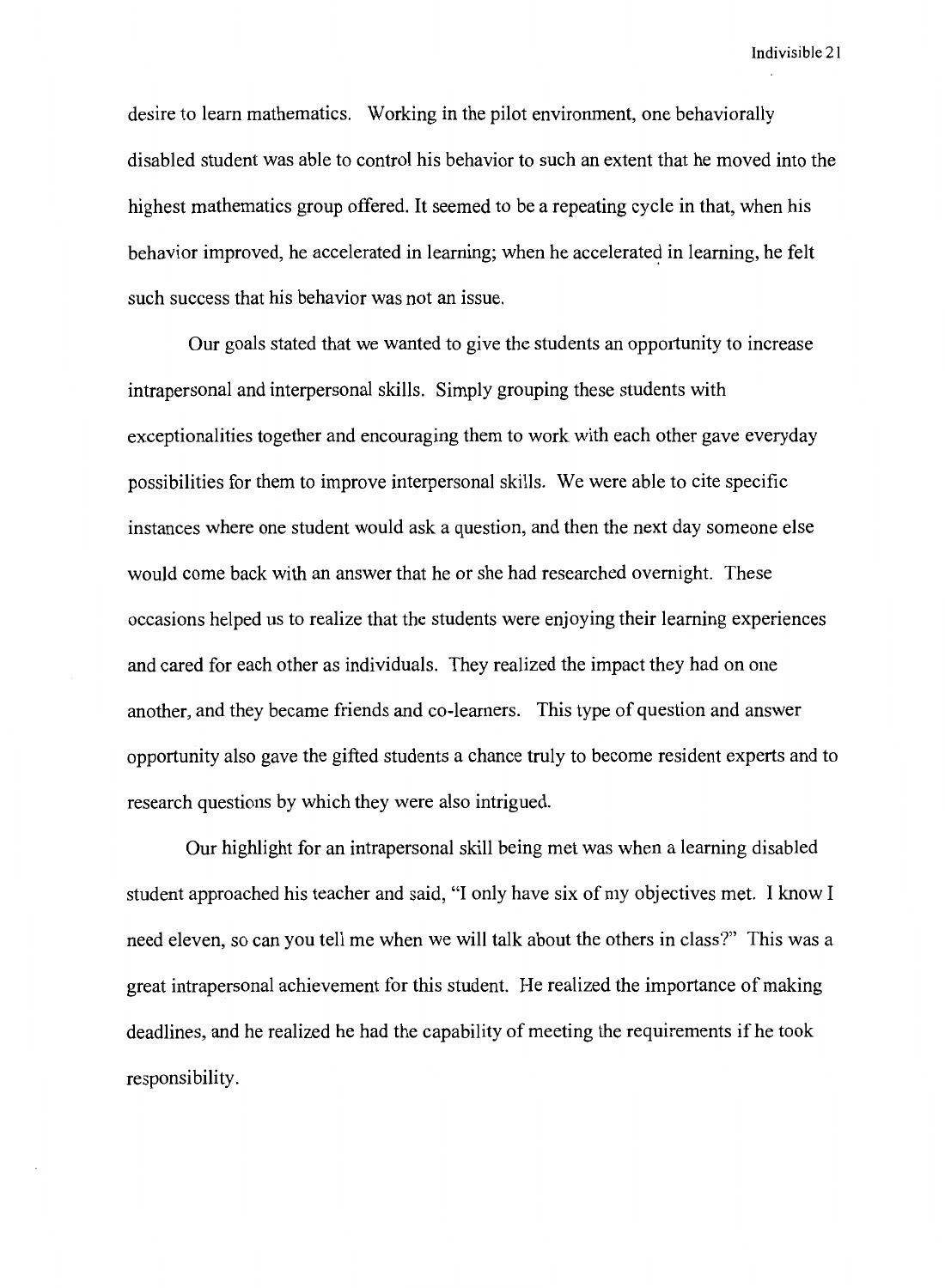desire to learn mathematics. Working in the pilot environment, one behaviorally disabled student was able to control his behavior to such an extent that he moved into the highest mathematics group offered. It seemed to be a repeating cycle in that, when his behavior improved, he accelerated in learning; when he accelerated in learning, he felt such success that his behavior was not an issue.

Our goals stated that we wanted to give the students an opportunity to increase intrapersonal and interpersonal skills. Simply grouping these students with exceptionalities together and encouraging them to work with each other gave everyday possibilities for them to improve interpersonal skills. We were able to cite specific instances where one student would ask a question, and then the next day someone else would come back with an answer that he or she had researched overnight. These occasions helped us to realize that the students were enjoying their learning experiences and cared for each other as individuals. They realized the impact they had on one another, and they became friends and co-learners. This type of question and answer opportunity also gave the gifted students a chance truly to become resident experts and to research questions by which they were also intrigued.

Our highlight for an intrapersonal skill being met was when a learning disabled student approached his teacher and said, "I only have six of my objectives met. I know I need eleven, so can you tell me when we will talk about the others in class?" This was a great intrapersonal achievement for this student. He realized the importance of making deadlines, and he realized he had the capability of meeting the requirements if he took responsibility.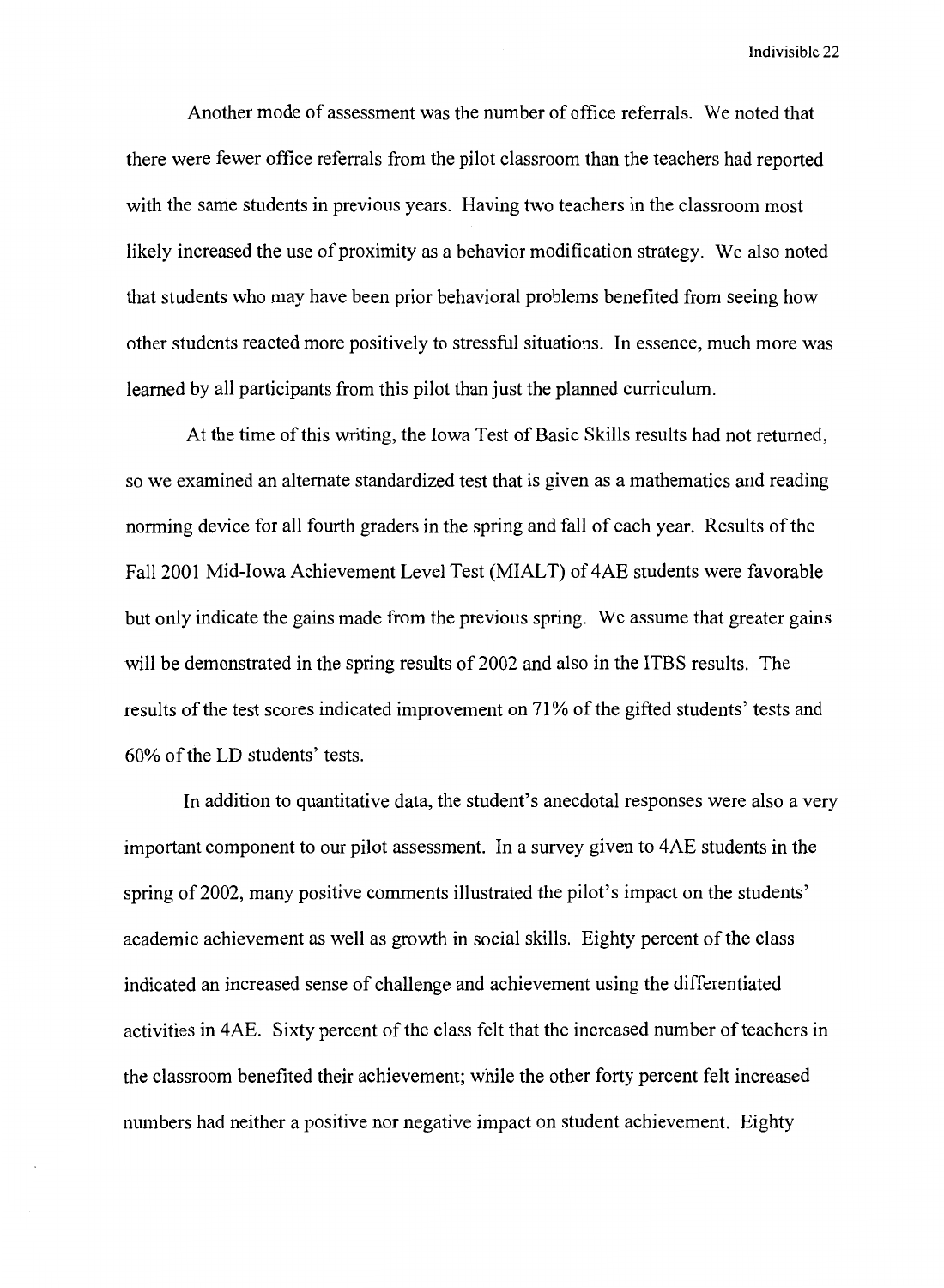Another mode of assessment was the number of office referrals. We noted that there were fewer office referrals from the pilot classroom than the teachers had reported with the same students in previous years. Having two teachers in the classroom most likely increased the use of proximity as a behavior modification strategy. We also noted that students who may have been prior behavioral problems benefited from seeing how other students reacted more positively to stressful situations. In essence, much more was learned by all participants from this pilot than just the planned curriculum.

At the time of this writing, the Iowa Test of Basic Skills results had not returned, so we examined an alternate standardized test that is given as a mathematics and reading norming device for all fourth graders in the spring and fall of each year. Results of the Fall 2001 Mid-Iowa Achievement Level Test (MIALT) of 4AE students were favorable but only indicate the gains made from the previous spring. We assume that greater gains will be demonstrated in the spring results of 2002 and also in the ITBS results. The results of the test scores indicated improvement on 71% of the gifted students' tests and 60% of the LD students' tests.

In addition to quantitative data, the student's anecdotal responses were also a very important component to our pilot assessment. In a survey given to 4AE students in the spring of 2002, many positive comments illustrated the pilot's impact on the students' academic achievement as well as growth in social skills. Eighty percent of the class indicated an increased sense of challenge and achievement using the differentiated activities in 4AE. Sixty percent of the class felt that the increased number of teachers in the classroom benefited their achievement; while the other forty percent felt increased numbers had neither a positive nor negative impact on student achievement. Eighty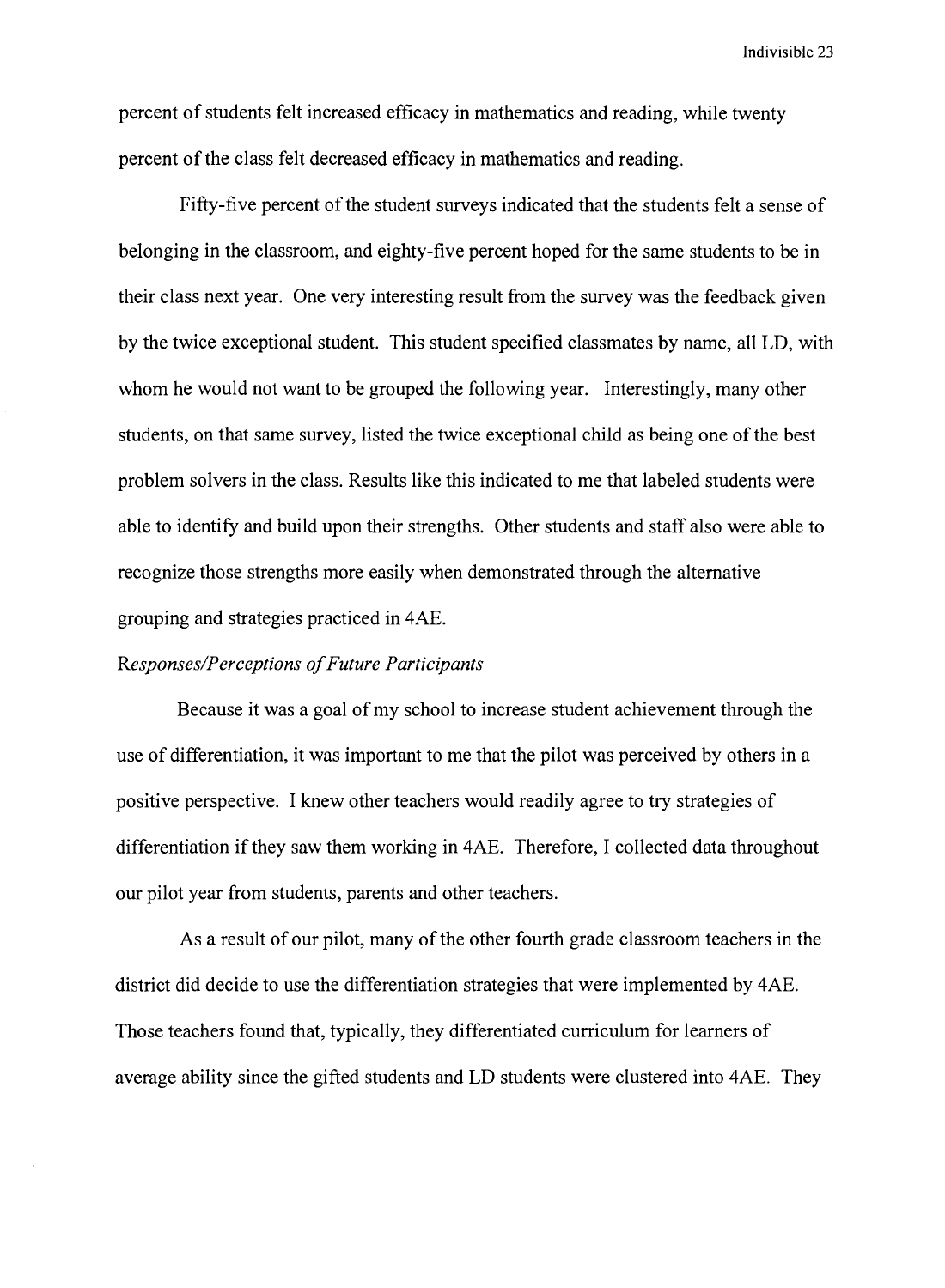percent of students felt increased efficacy in mathematics and reading, while twenty percent of the class felt decreased efficacy in mathematics and reading.

Fifty-five percent of the student surveys indicated that the students felt a sense of belonging in the classroom, and eighty-five percent hoped for the same students to be in their class next year. One very interesting result from the survey was the feedback given by the twice exceptional student. This student specified classmates by name, all LD, with whom he would not want to be grouped the following year. Interestingly, many other students, on that same survey, listed the twice exceptional child as being one of the best problem solvers in the class. Results like this indicated to me that labeled students were able to identify and build upon their strengths. Other students and staff also were able to recognize those strengths more easily when demonstrated through the alternative grouping and strategies practiced in 4AE.

*Responses/Perceptions of Future Participants*

Because it was a goal of my school to increase student achievement through the use of differentiation, it was important to me that the pilot was perceived by others in a positive perspective. I knew other teachers would readily agree to try strategies of differentiation if they saw them working in 4AE. Therefore, I collected data throughout our pilot year from students, parents and other teachers.

As a result of our pilot, many of the other fourth grade classroom teachers in the district did decide to use the differentiation strategies that were implemented by 4AE. Those teachers found that, typically, they differentiated curriculum for learners of average ability since the gifted students and LD students were clustered into 4AE. They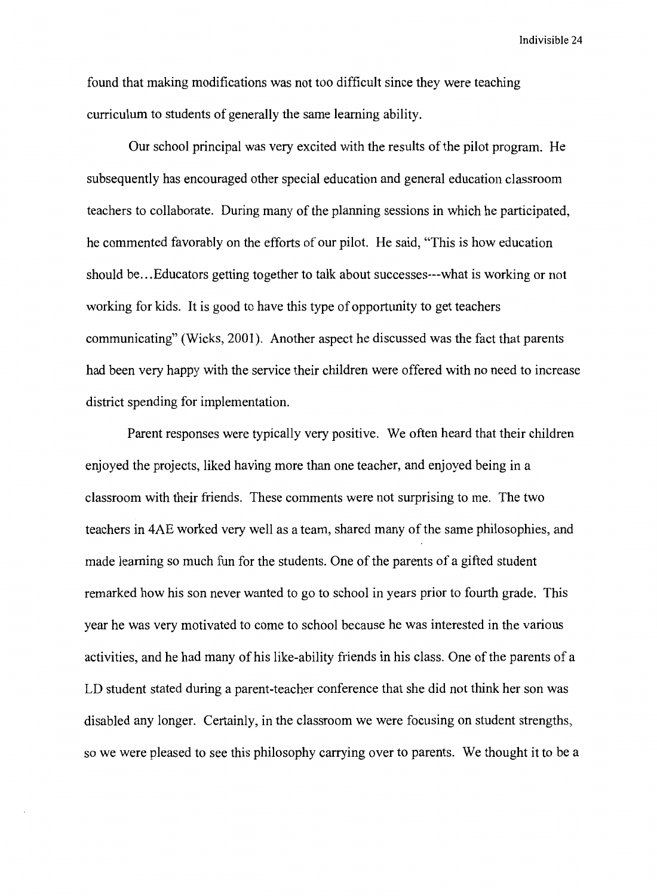found that making modifications was not too difficult since they were teaching curriculum to students of generally the same learning ability.

Our school principal was very excited with the results of the pilot program. He subsequently has encouraged other special education and general education classroom teachers to collaborate. During many of the planning sessions in which he participated, he commented favorably on the efforts of our pilot. He said, "This is how education should be...Educators getting together to talk about successes---what is working or not working for kids. It is good to have this type of opportunity to get teachers communicating" (Wicks, 2001). Another aspect he discussed was the fact that parents had been very happy with the service their children were offered with no need to increase district spending for implementation.

Parent responses were typically very positive. We often heard that their children enjoyed the projects, liked having more than one teacher, and enjoyed being in a classroom with their friends. These comments were not surprising to me. The two teachers in 4AE worked very well as a team, shared many of the same philosophies, and made learning so much fun for the students. One of the parents of a gifted student remarked how his son never wanted to go to school in years prior to fourth grade. This year he was very motivated to come to school because he was interested in the various activities, and he had many of his like-ability friends in his class. One of the parents of a LD student stated during a parent-teacher conference that she did not think her son was disabled any longer. Certainly, in the classroom we were focusing on student strengths, so we were pleased to see this philosophy carrying over to parents. We thought it to be a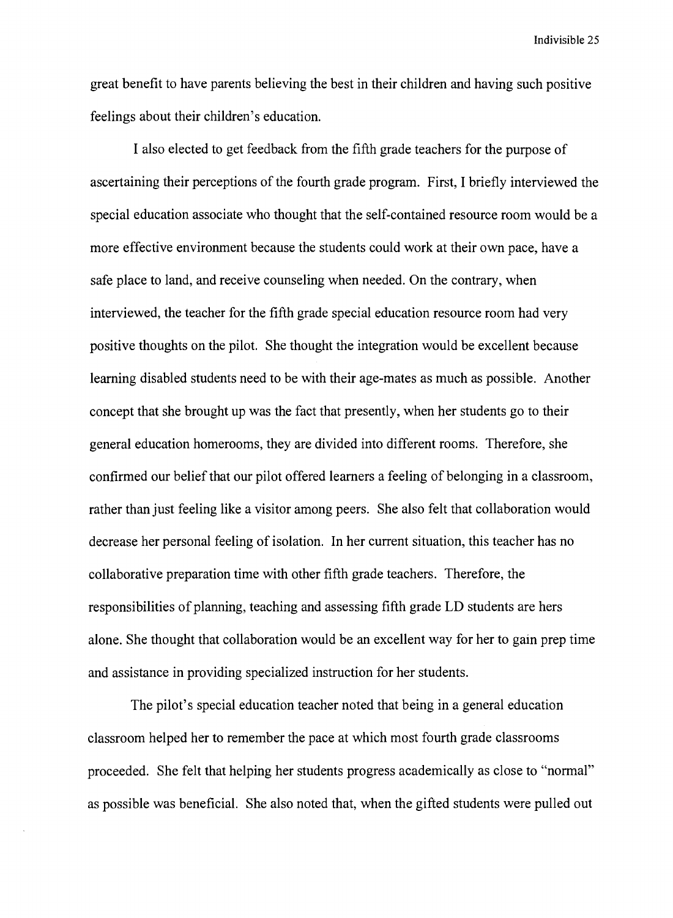great benefit to have parents believing the best in their children and having such positive feelings about their children's education.

I also elected to get feedback from the fifth grade teachers for the purpose of ascertaining their perceptions of the fourth grade program. First, I briefly interviewed the special education associate who thought that the self-contained resource room would be a more effective environment because the students could work at their own pace, have a safe place to land, and receive counseling when needed. On the contrary, when interviewed, the teacher for the fifth grade special education resource room had very positive thoughts on the pilot. She thought the integration would be excellent because learning disabled students need to be with their age-mates as much as possible. Another concept that she brought up was the fact that presently, when her students go to their general education homerooms, they are divided into different rooms. Therefore, she confirmed our belief that our pilot offered learners a feeling of belonging in a classroom, rather than just feeling like a visitor among peers. She also felt that collaboration would decrease her personal feeling of isolation. In her current situation, this teacher has no collaborative preparation time with other fifth grade teachers. Therefore, the responsibilities of planning, teaching and assessing fifth grade LD students are hers alone. She thought that collaboration would be an excellent way for her to gain prep time and assistance in providing specialized instruction for her students.

The pilot's special education teacher noted that being in a general education classroom helped her to remember the pace at which most fourth grade classrooms proceeded. She felt that helping her students progress academically as close to "normal" as possible was beneficial. She also noted that, when the gifted students were pulled out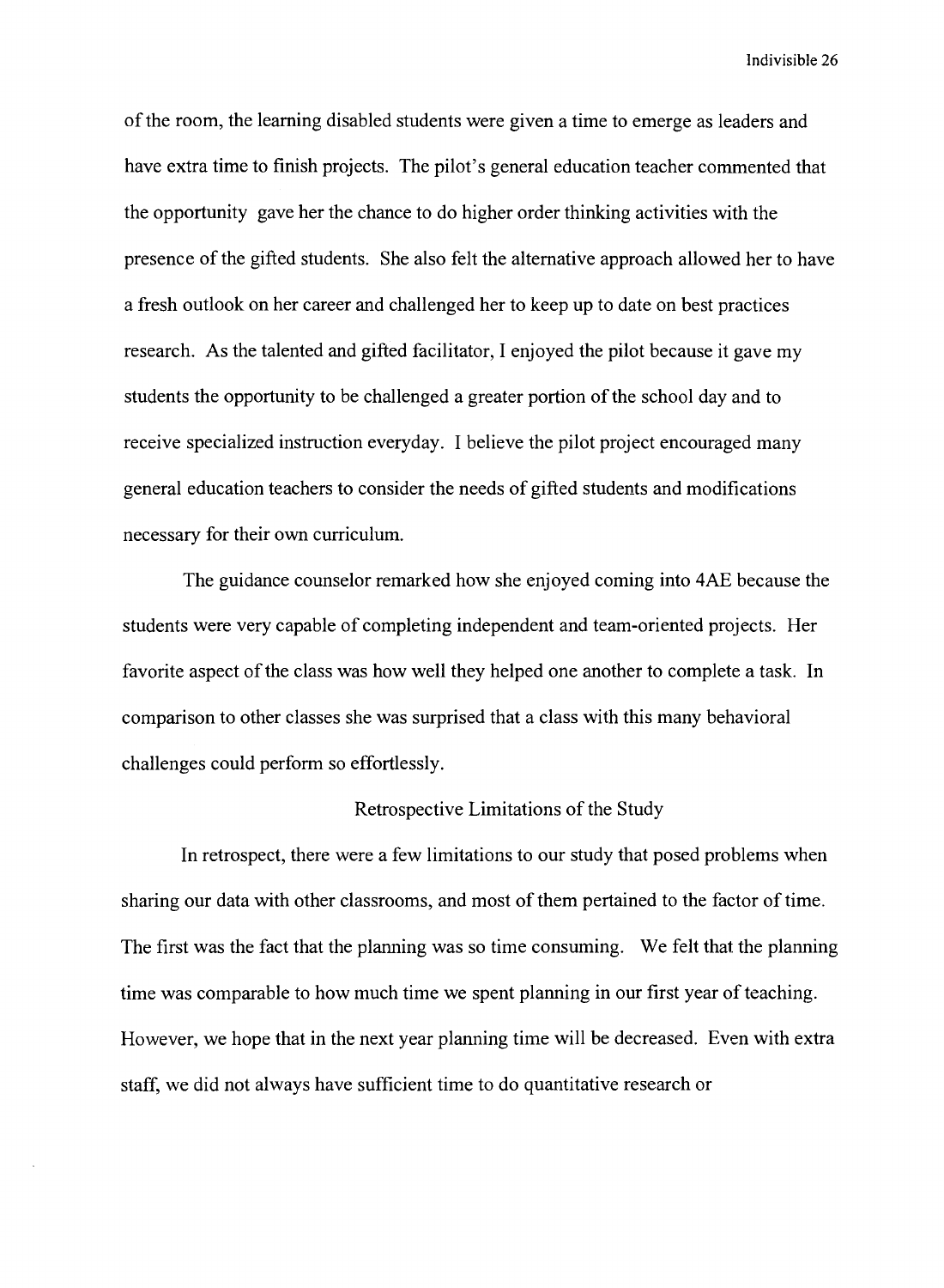of the room, the learning disabled students were given a time to emerge as leaders and have extra time to finish projects. The pilot's general education teacher commented that the opportunity gave her the chance to do higher order thinking activities with the presence of the gifted students. She also felt the alternative approach allowed her to have a fresh outlook on her career and challenged her to keep up to date on best practices research. As the talented and gifted facilitator, I enjoyed the pilot because it gave my students the opportunity to be challenged a greater portion of the school day and to receive specialized instruction everyday. I believe the pilot project encouraged many general education teachers to consider the needs of gifted students and modifications necessary for their own curriculum.

The guidance counselor remarked how she enjoyed coming into 4AE because the students were very capable of completing independent and team-oriented projects. Her favorite aspect of the class was how well they helped one another to complete a task. In comparison to other classes she was surprised that a class with this many behavioral challenges could perform so effortlessly.

## Retrospective Limitations of the Study

In retrospect, there were a few limitations to our study that posed problems when sharing our data with other classrooms, and most of them pertained to the factor of time. The first was the fact that the planning was so time consuming. We felt that the planning time was comparable to how much time we spent planning in our first year of teaching. However, we hope that in the next year planning time will be decreased. Even with extra staff, we did not always have sufficient time to do quantitative research or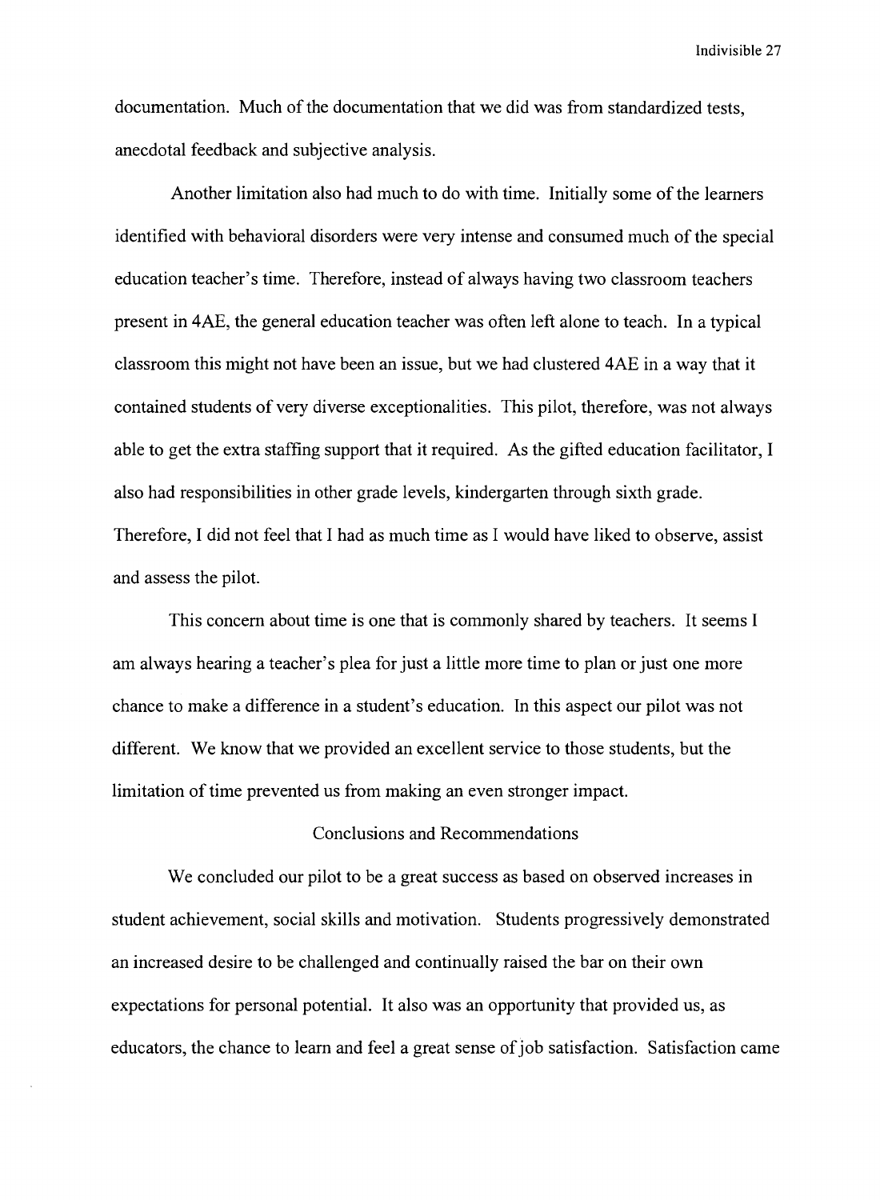documentation. Much of the documentation that we did was from standardized tests, anecdotal feedback and subjective analysis.

Another limitation also had much to do with time. Initially some of the learners identified with behavioral disorders were very intense and consumed much of the special education teacher's time. Therefore, instead of always having two classroom teachers present in 4AE, the general education teacher was often left alone to teach. In a typical classroom this might not have been an issue, but we had clustered 4AE in a way that it contained students of very diverse exceptionalities. This pilot, therefore, was not always able to get the extra staffing support that it required. As the gifted education facilitator, I also had responsibilities in other grade levels, kindergarten through sixth grade. Therefore, I did not feel that I had as much time as I would have liked to observe, assist and assess the pilot.

This concern about time is one that is commonly shared by teachers. It seems I am always hearing a teacher's plea for just a little more time to plan or just one more chance to make a difference in a student's education. In this aspect our pilot was not different. We know that we provided an excellent service to those students, but the limitation of time prevented us from making an even stronger impact.

## Conclusions and Recommendations

We concluded our pilot to be a great success as based on observed increases in student achievement, social skills and motivation. Students progressively demonstrated an increased desire to be challenged and continually raised the bar on their own expectations for personal potential. It also was an opportunity that provided us, as educators, the chance to learn and feel a great sense of job satisfaction. Satisfaction came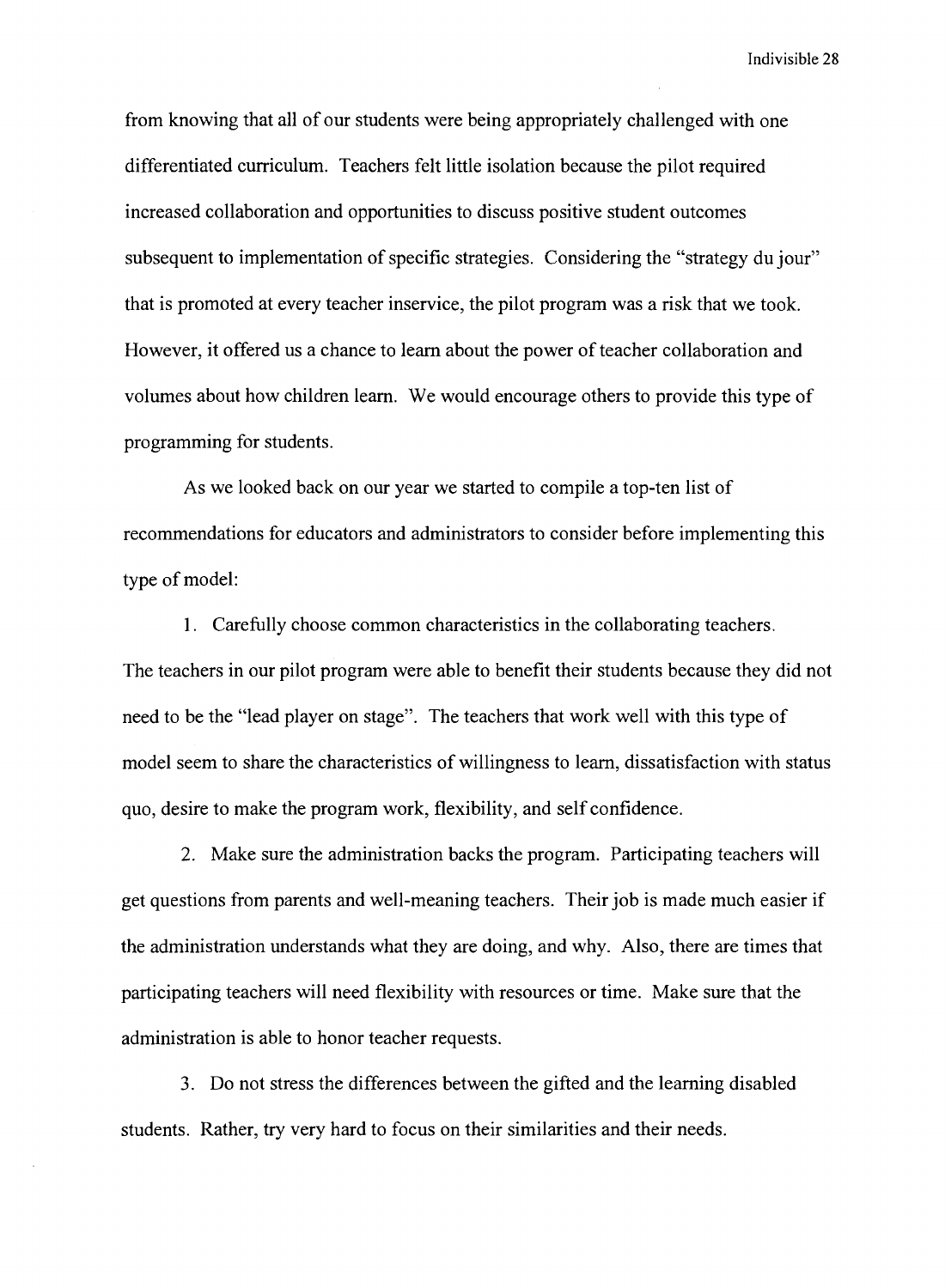from knowing that all of our students were being appropriately challenged with one differentiated curriculum. Teachers felt little isolation because the pilot required increased collaboration and opportunities to discuss positive student outcomes subsequent to implementation of specific strategies. Considering the "strategy du jour" that is promoted at every teacher inservice, the pilot program was a risk that we took. However, it offered us a chance to learn about the power of teacher collaboration and volumes about how children learn. We would encourage others to provide this type of programming for students.

As we looked back on our year we started to compile a top-ten list of recommendations for educators and administrators to consider before implementing this type of model:

1. Carefully choose common characteristics in the collaborating teachers. The teachers in our pilot program were able to benefit their students because they did not need to be the "lead player on stage". The teachers that work well with this type of model seem to share the characteristics of willingness to learn, dissatisfaction with status quo, desire to make the program work, flexibility, and self confidence.

2. Make sure the administration backs the program. Participating teachers will get questions from parents and well-meaning teachers. Their job is made much easier if the administration understands what they are doing, and why. Also, there are times that participating teachers will need flexibility with resources or time. Make sure that the administration is able to honor teacher requests.

3. Do not stress the differences between the gifted and the learning disabled students. Rather, try very hard to focus on their similarities and their needs.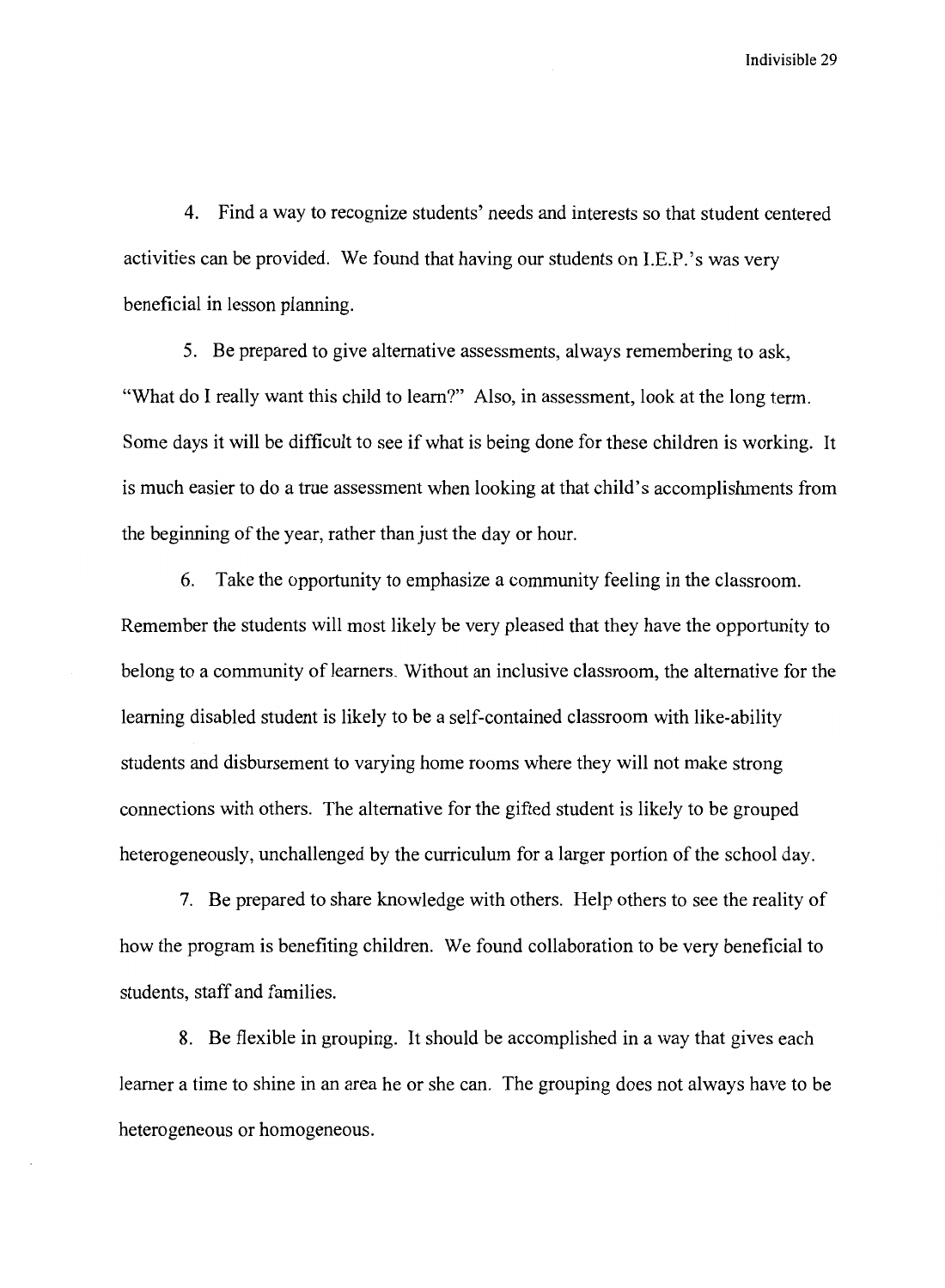4. Find a way to recognize students' needs and interests so that student centered activities can be provided. We found that having our students on I.E.P.'s was very beneficial in lesson planning.

5. Be prepared to give alternative assessments, always remembering to ask, "What do I really want this child to learn?" Also, in assessment, look at the long term. Some days it will be difficult to see if what is being done for these children is working. It is much easier to do a true assessment when looking at that child's accomplishments from the beginning of the year, rather than just the day or hour.

6. Take the opportunity to emphasize a community feeling in the classroom. Remember the students will most likely be very pleased that they have the opportunity to belong to a community of learners. Without an inclusive classroom, the alternative for the learning disabled student is likely to be a self-contained classroom with like-ability students and disbursement to varying home rooms where they will not make strong connections with others. The alternative for the gifted student is likely to be grouped heterogeneously, unchallenged by the curriculum for a larger portion of the school day.

7. Be prepared to share knowledge with others. Help others to see the reality of how the program is benefiting children. We found collaboration to be very beneficial to students, staff and families.

8. Be flexible in grouping. It should be accomplished in a way that gives each learner a time to shine in an area he or she can. The grouping does not always have to be heterogeneous or homogeneous.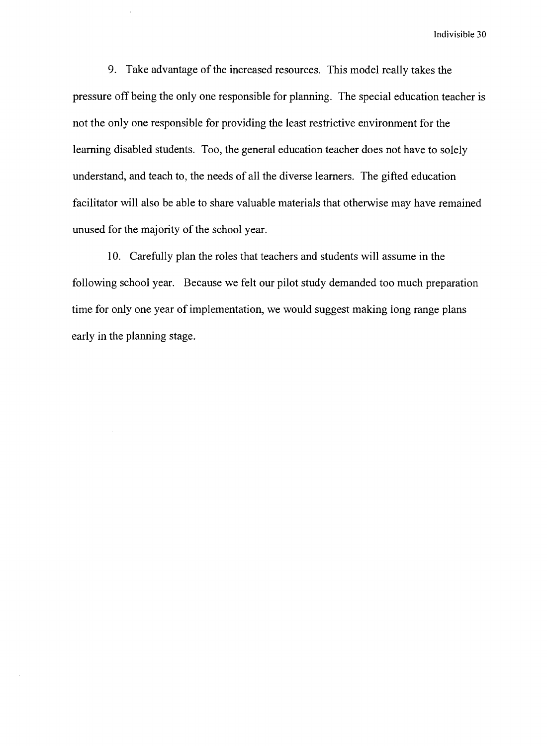9. Take advantage of the increased resources. This model really takes the pressure off being the only one responsible for planning. The special education teacher is not the only one responsible for providing the least restrictive environment for the learning disabled students. Too, the general education teacher does not have to solely understand, and teach to, the needs of all the diverse learners. The gifted education facilitator will also be able to share valuable materials that otherwise may have remained unused for the majority of the school year.

10. Carefully plan the roles that teachers and students will assume in the following school year. Because we felt our pilot study demanded too much preparation time for only one year of implementation, we would suggest making long range plans early in the planning stage.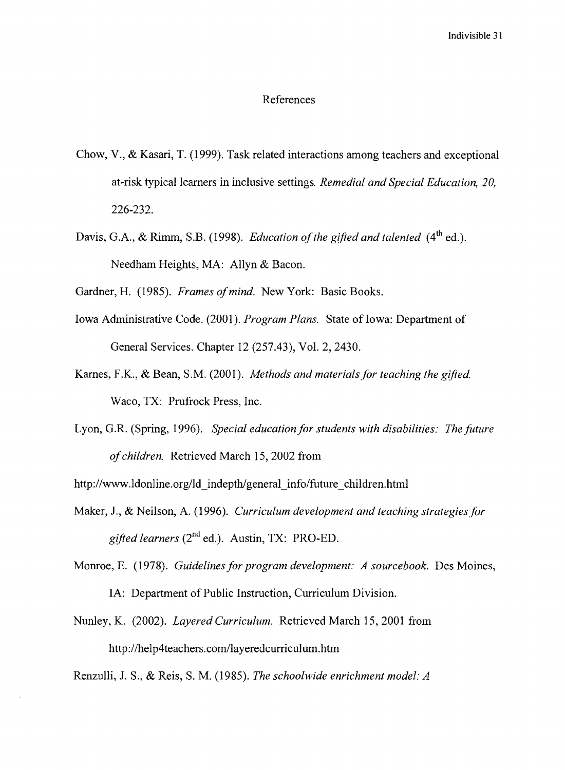# References

Chow, V., & Kasari, T. (1999). Task related interactions among teachers and exceptional at-risk typical learners in inclusive settings. *Remedial and Special Education, 20,* 226-232.

Davis, G.A., & Rimm, S.B. (1998). *Education of the gifted and talented* (4th ed.). Needham Heights, MA: Allyn & Bacon.

Gardner, H. (1985). *Frames of mind.* New York: Basic Books.

Iowa Administrative Code. (2001). *Program Plans.* State of Iowa: Department of General Services. Chapter 12 (257.43), Vol. 2, 2430.

Karnes, F.K., & Bean, S.M. (2001). *Methods and materials for teaching the gifted.* Waco, TX: Prufrock Press, Inc.

Lyon, G.R. (Spring, 1996). *Special education for students with disabilities: The future of children.* Retrieved March 15, 2002 from http://www.ldonline.org/ld_indepth/general_info/future_children.html

Maker, J., & Neilson, A. (1996). *Curriculum development and teaching strategies for gifted learners* (2nd ed.). Austin, TX: PRO-ED.

Monroe, E. (1978). *Guidelines for program development: A sourcebook.* Des Moines, IA: Department of Public Instruction, Curriculum Division.

Nunley, K. (2002). *Layered Curriculum.* Retrieved March 15, 2001 from http://help4teachers.com/layeredcurriculum.htm

Renzulli, J. S., & Reis, S. M. (1985). *The schoolwide enrichment model: A*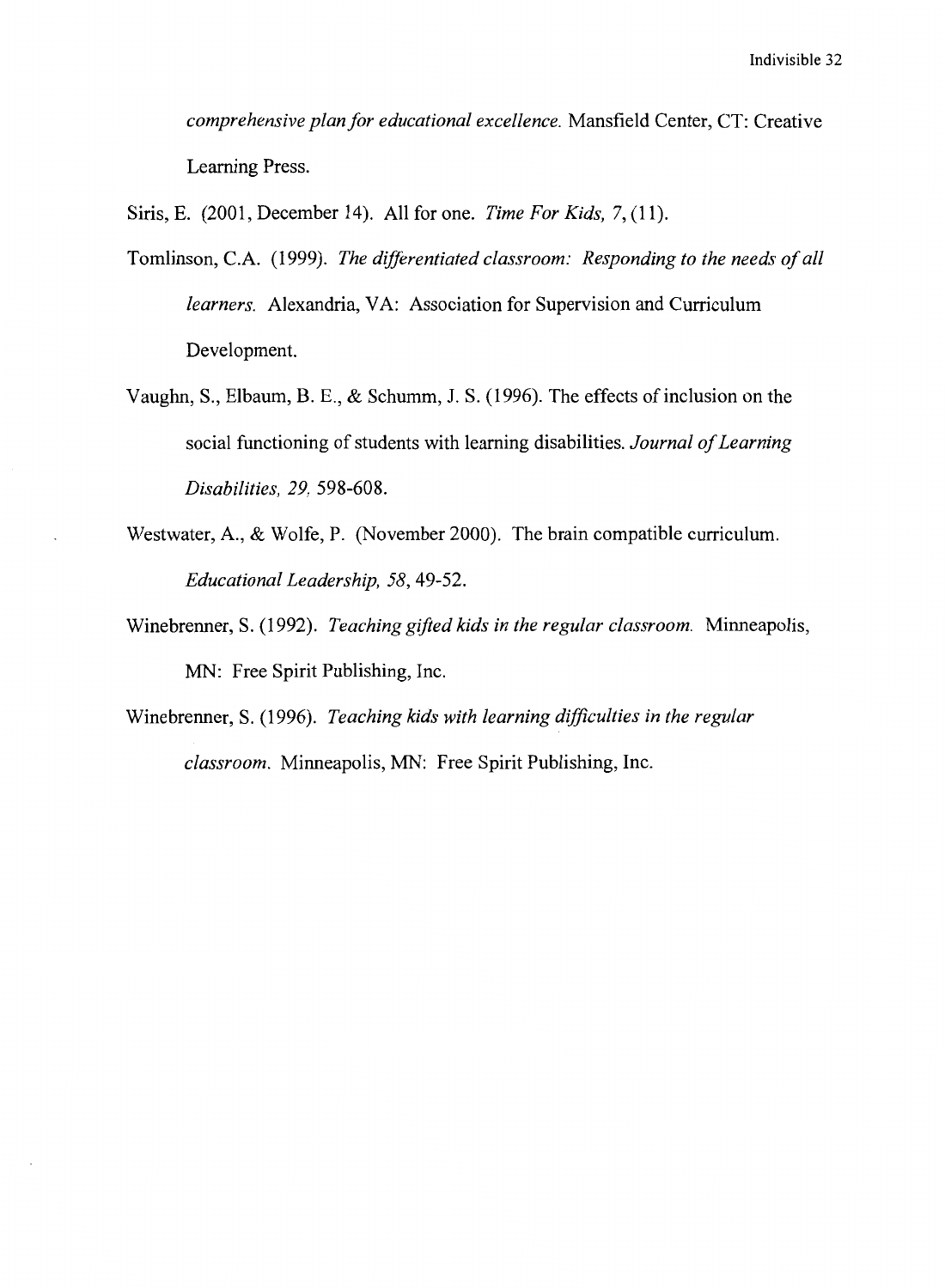*comprehensive plan for educational excellence.* Mansfield Center, CT: Creative Learning Press.

Siris, E. (2001, December 14). All for one. *Time For Kids, 7*, (11).

Tomlinson, C.A. (1999). *The differentiated classroom: Responding to the needs of all learners.* Alexandria, VA: Association for Supervision and Curriculum Development.

Vaughn, S., Elbaum, B. E., & Schumm, J. S. (1996). The effects of inclusion on the social functioning of students with learning disabilities. *Journal of Learning Disabilities, 29,* 598-608.

Westwater, A., & Wolfe, P. (November 2000). The brain compatible curriculum. *Educational Leadership, 58*, 49-52.

Winebrenner, S. (1992). *Teaching gifted kids in the regular classroom.* Minneapolis, MN: Free Spirit Publishing, Inc.

Winebrenner, S. (1996). *Teaching kids with learning difficulties in the regular classroom.* Minneapolis, MN: Free Spirit Publishing, Inc.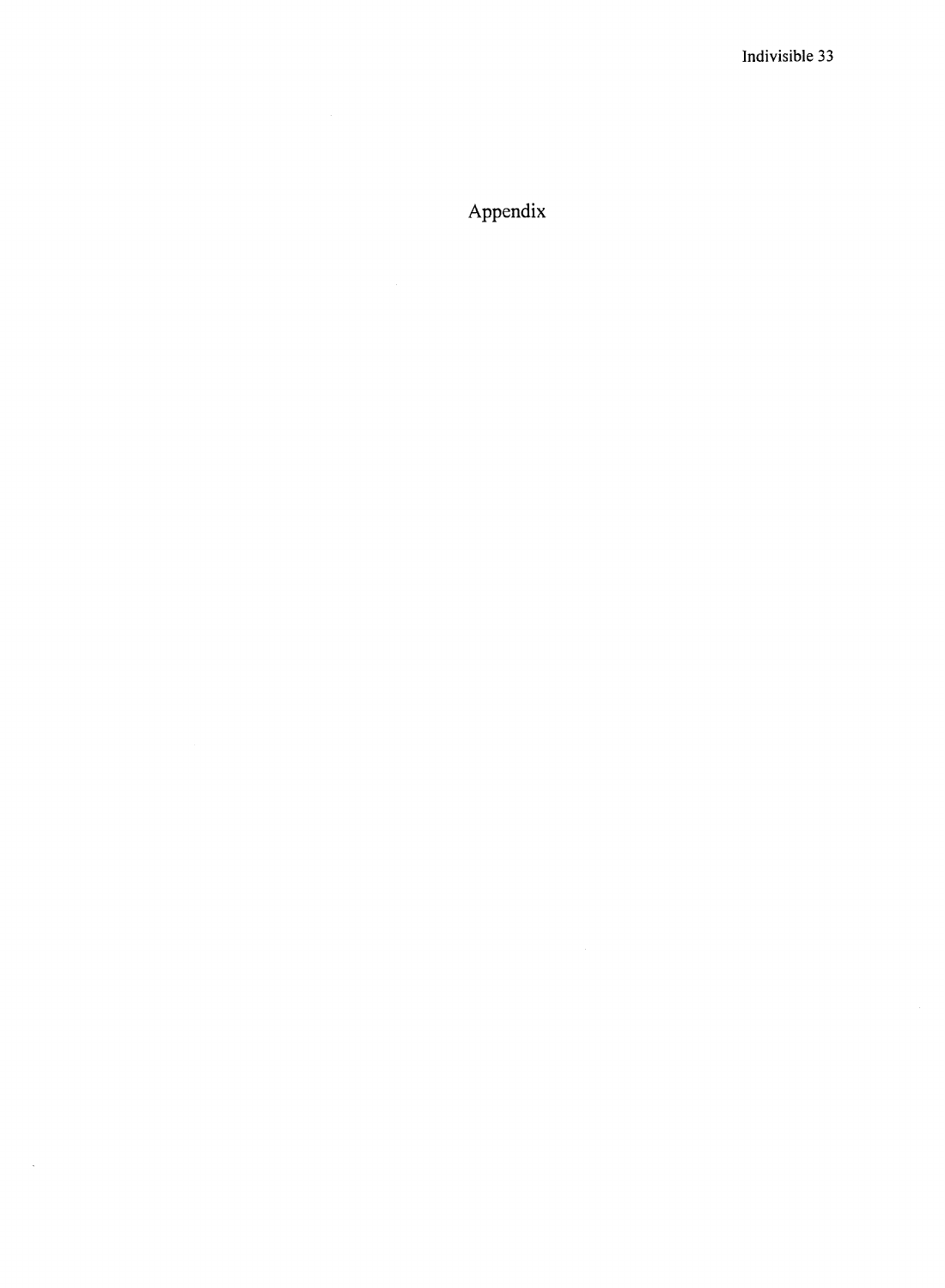# Appendix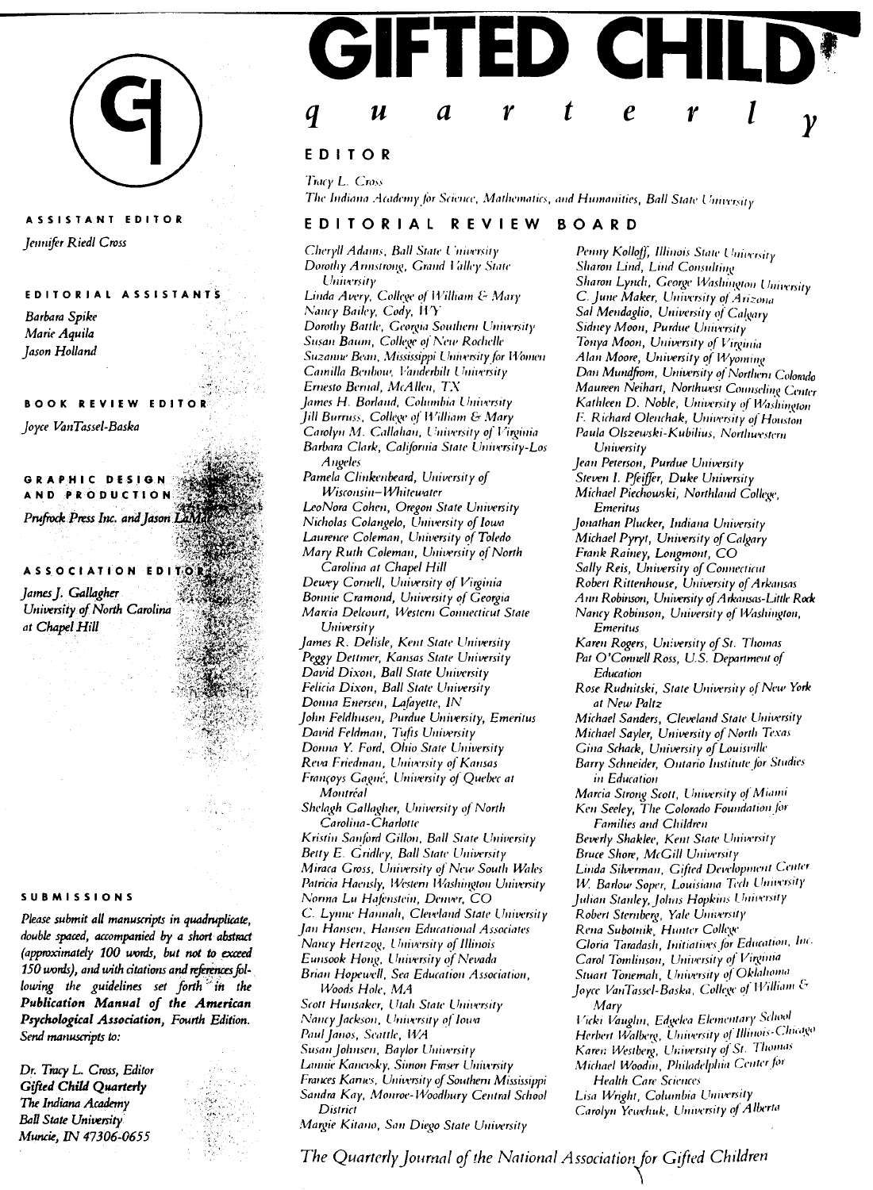# GIFTED CHILD quarterly

## EDITOR

*Tracy L. Cross*
*The Indiana Academy for Science, Mathematics, and Humanities, Ball State University*

## ASSISTANT EDITOR

*Jennifer Riedl Cross*

## EDITORIAL ASSISTANTS

*Barbara Spike*
*Marie Aquila*
*Jason Holland*

## BOOK REVIEW EDITOR

*Joyce VanTassel-Baska*

## GRAPHIC DESIGN AND PRODUCTION

*Prufrock Press Inc. and Jason LaMar*

## ASSOCIATION EDITOR

*James J. Gallagher*
*University of North Carolina at Chapel Hill*

## EDITORIAL REVIEW BOARD

*Cheryll Adams, Ball State University*
*Dorothy Armstrong, Grand Valley State University*
*Linda Avery, College of William & Mary*
*Nancy Bailey, Cody, WY*
*Dorothy Battle, Georgia Southern University*
*Susan Baum, College of New Rochelle*
*Suzanne Bean, Mississippi University for Women*
*Camilla Benbow, Vanderbilt University*
*Ernesto Bernal, McAllen, TX*
*James H. Borland, Columbia University*
*Jill Burruss, College of William & Mary*
*Carolyn M. Callahan, University of Virginia*
*Barbara Clark, California State University-Los Angeles*
*Pamela Clinkenbeard, University of Wisconsin–Whitewater*
*LeoNora Cohen, Oregon State University*
*Nicholas Colangelo, University of Iowa*
*Laurence Coleman, University of Toledo*
*Mary Ruth Coleman, University of North Carolina at Chapel Hill*
*Dewey Cornell, University of Virginia*
*Bonnie Cramond, University of Georgia*
*Marcia Delcourt, Western Connecticut State University*
*James R. Delisle, Kent State University*
*Peggy Dettmer, Kansas State University*
*David Dixon, Ball State University*
*Felicia Dixon, Ball State University*
*Donna Enersen, Lafayette, IN*
*John Feldhusen, Purdue University, Emeritus*
*David Feldman, Tufts University*
*Donna Y. Ford, Ohio State University*
*Reva Friedman, University of Kansas*
*Françoys Gagné, University of Quebec at Montréal*
*Shelagh Gallagher, University of North Carolina-Charlotte*
*Kristin Sanford Gillon, Ball State University*
*Betty E. Gridley, Ball State University*
*Miraca Gross, University of New South Wales*
*Patricia Haensly, Western Washington University*
*Norma Lu Hafenstein, Denver, CO*
*C. Lynne Hannah, Cleveland State University*
*Jan Hansen, Hansen Educational Associates*
*Nancy Hertzog, University of Illinois*
*Eunsook Hong, University of Nevada*
*Brian Hopewell, Sea Education Association, Woods Hole, MA*
*Scott Hunsaker, Utah State University*
*Nancy Jackson, University of Iowa*
*Paul Janos, Seattle, WA*
*Susan Johnsen, Baylor University*
*Lannie Kanevsky, Simon Fraser University*
*Frances Karnes, University of Southern Mississippi*
*Sandra Kay, Monroe-Woodbury Central School District*
*Margie Kitano, San Diego State University*
*Penny Kolloff, Illinois State University*
*Sharon Lind, Lind Consulting*
*Sharon Lynch, George Washington University*
*C. June Maker, University of Arizona*
*Sal Mendaglio, University of Calgary*
*Sidney Moon, Purdue University*
*Tonya Moon, University of Virginia*
*Alan Moore, University of Wyoming*
*Dan Mundfrom, University of Northern Colorado*
*Maureen Neihart, Northwest Counseling Center*
*Kathleen D. Noble, University of Washington*
*F. Richard Olenchak, University of Houston*
*Paula Olszewski-Kubilius, Northwestern University*
*Jean Peterson, Purdue University*
*Steven I. Pfeiffer, Duke University*
*Michael Piechowski, Northland College, Emeritus*
*Jonathan Plucker, Indiana University*
*Michael Pyryt, University of Calgary*
*Frank Rainey, Longmont, CO*
*Sally Reis, University of Connecticut*
*Robert Rittenhouse, University of Arkansas*
*Ann Robinson, University of Arkansas-Little Rock*
*Nancy Robinson, University of Washington, Emeritus*
*Karen Rogers, University of St. Thomas*
*Pat O'Connell Ross, U.S. Department of Education*
*Rose Rudnitski, State University of New York at New Paltz*
*Michael Sanders, Cleveland State University*
*Michael Sayler, University of North Texas*
*Gina Schack, University of Louisville*
*Barry Schneider, Ontario Institute for Studies in Education*
*Marcia Strong Scott, University of Miami*
*Ken Seeley, The Colorado Foundation for Families and Children*
*Beverly Shaklee, Kent State University*
*Bruce Shore, McGill University*
*Linda Silverman, Gifted Development Center*
*W. Barlow Soper, Louisiana Tech University*
*Julian Stanley, Johns Hopkins University*
*Robert Sternberg, Yale University*
*Rena Subotnik, Hunter College*
*Gloria Taradash, Initiatives for Education, Inc.*
*Carol Tomlinson, University of Virginia*
*Stuart Tonemah, University of Oklahoma*
*Joyce VanTassel-Baska, College of William & Mary*
*Vicki Vaughn, Edgelea Elementary School*
*Herbert Walberg, University of Illinois-Chicago*
*Karen Westberg, University of St. Thomas*
*Michael Woodin, Philadelphia Center for Health Care Sciences*
*Lisa Wright, Columbia University*
*Carolyn Yewchuk, University of Alberta*

## SUBMISSIONS

*Please submit all manuscripts in quadruplicate, double spaced, accompanied by a short abstract (approximately 100 words, but not to exceed 150 words), and with citations and references following the guidelines set forth in the* ***Publication Manual of the American Psychological Association, Fourth Edition.*** *Send manuscripts to:*

*Dr. Tracy L. Cross, Editor*
***Gifted Child Quarterly***
*The Indiana Academy*
*Ball State University*
*Muncie, IN 47306-0655*

*The Quarterly Journal of the National Association for Gifted Children*